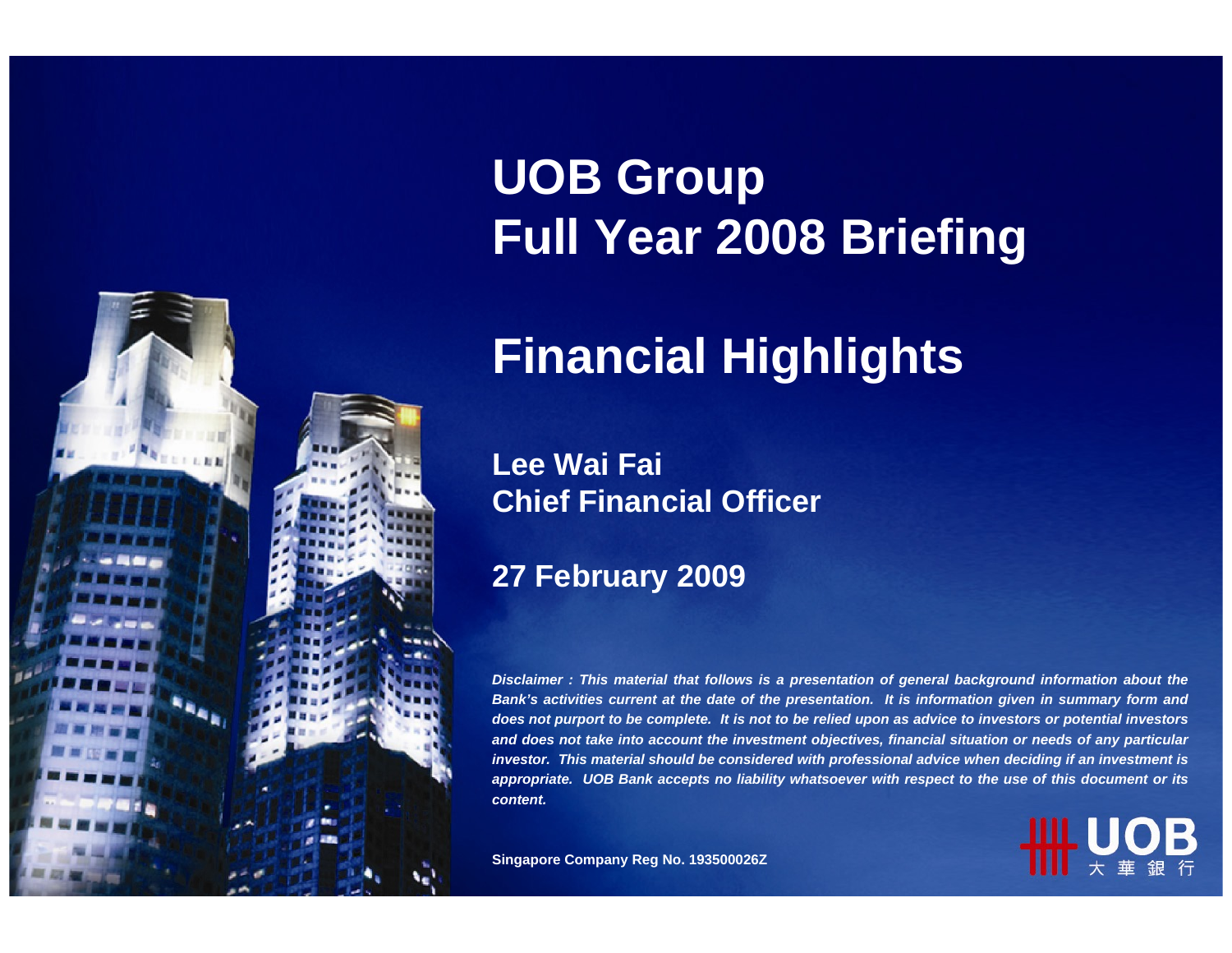# UOB Group
# Full Year 2008 Briefing

## Financial Highlights

**Lee Wai Fai**
**Chief Financial Officer**

**27 February 2009**

***Disclaimer : This material that follows is a presentation of general background information about the Bank's activities current at the date of the presentation. It is information given in summary form and does not purport to be complete. It is not to be relied upon as advice to investors or potential investors and does not take into account the investment objectives, financial situation or needs of any particular investor. This material should be considered with professional advice when deciding if an investment is appropriate. UOB Bank accepts no liability whatsoever with respect to the use of this document or its content.***

**Singapore Company Reg No. 193500026Z**

UOB 大 華 銀 行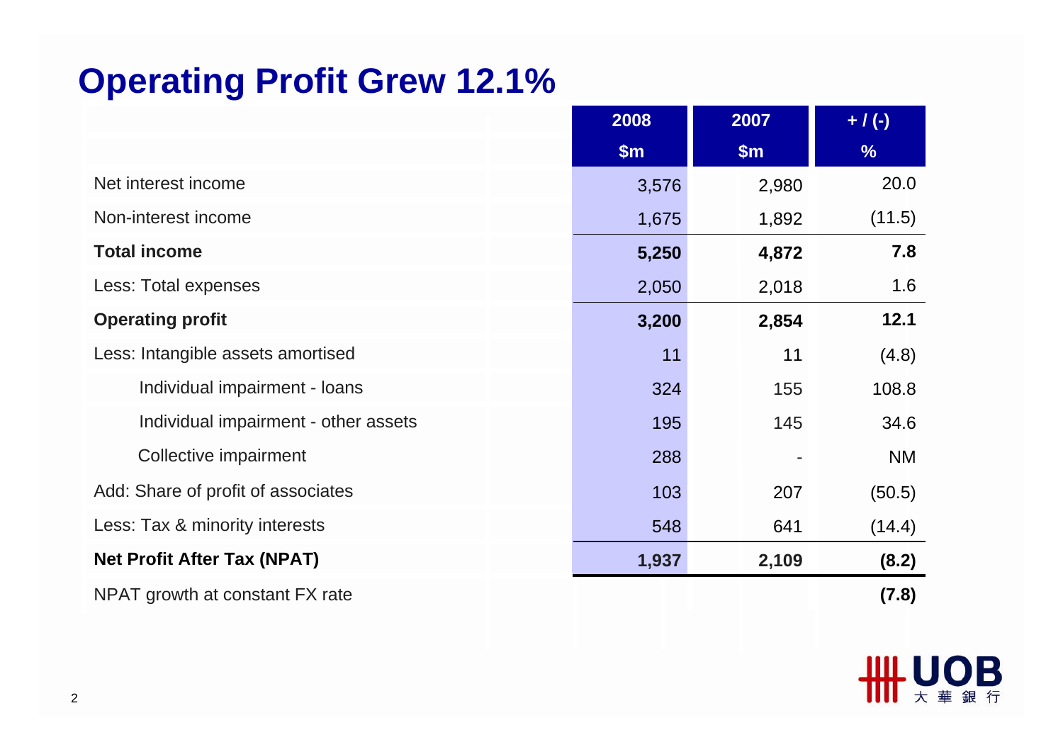# Operating Profit Grew 12.1%

| | 2008 $m | 2007 $m | + / (-) % |
|---|---|---|---|
| Net interest income | 3,576 | 2,980 | 20.0 |
| Non-interest income | 1,675 | 1,892 | (11.5) |
| **Total income** | **5,250** | **4,872** | **7.8** |
| Less: Total expenses | 2,050 | 2,018 | 1.6 |
| **Operating profit** | **3,200** | **2,854** | **12.1** |
| Less: Intangible assets amortised | 11 | 11 | (4.8) |
| Individual impairment - loans | 324 | 155 | 108.8 |
| Individual impairment - other assets | 195 | 145 | 34.6 |
| Collective impairment | 288 | - | NM |
| Add: Share of profit of associates | 103 | 207 | (50.5) |
| Less: Tax & minority interests | 548 | 641 | (14.4) |
| **Net Profit After Tax (NPAT)** | **1,937** | **2,109** | **(8.2)** |
| NPAT growth at constant FX rate | | | **(7.8)** |

UOB 大華銀行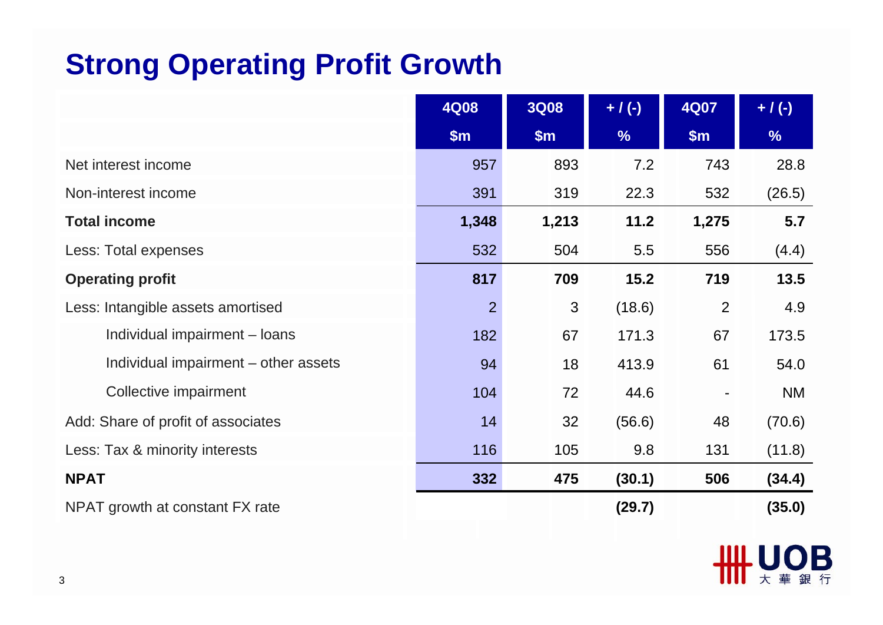# Strong Operating Profit Growth

| | 4Q08 | 3Q08 | + / (-) | 4Q07 | + / (-) |
|---|---|---|---|---|---|
| | $m | $m | % | $m | % |
| Net interest income | 957 | 893 | 7.2 | 743 | 28.8 |
| Non-interest income | 391 | 319 | 22.3 | 532 | (26.5) |
| **Total income** | **1,348** | **1,213** | **11.2** | **1,275** | **5.7** |
| Less: Total expenses | 532 | 504 | 5.5 | 556 | (4.4) |
| **Operating profit** | **817** | **709** | **15.2** | **719** | **13.5** |
| Less: Intangible assets amortised | 2 | 3 | (18.6) | 2 | 4.9 |
| Individual impairment – loans | 182 | 67 | 171.3 | 67 | 173.5 |
| Individual impairment – other assets | 94 | 18 | 413.9 | 61 | 54.0 |
| Collective impairment | 104 | 72 | 44.6 | - | NM |
| Add: Share of profit of associates | 14 | 32 | (56.6) | 48 | (70.6) |
| Less: Tax & minority interests | 116 | 105 | 9.8 | 131 | (11.8) |
| **NPAT** | **332** | **475** | **(30.1)** | **506** | **(34.4)** |
| NPAT growth at constant FX rate | | | **(29.7)** | | **(35.0)** |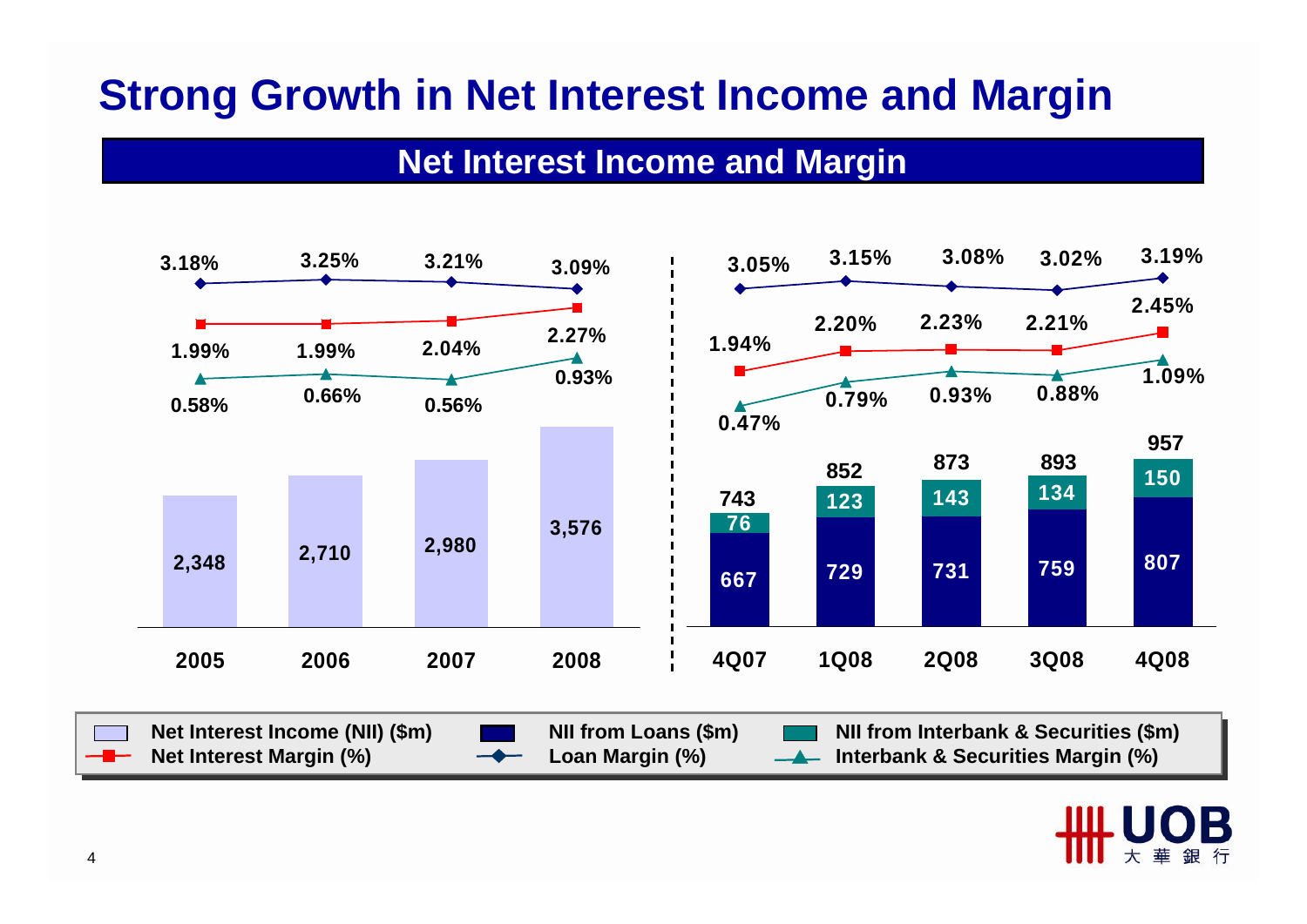# Strong Growth in Net Interest Income and Margin

## Net Interest Income and Margin

| | 2005 | 2006 | 2007 | 2008 |
|---|---|---|---|---|
| Net Interest Income (NII) ($m) | 2,348 | 2,710 | 2,980 | 3,576 |
| Loan Margin (%) | 3.18% | 3.25% | 3.21% | 3.09% |
| Net Interest Margin (%) | 1.99% | 1.99% | 2.04% | 2.27% |
| Interbank & Securities Margin (%) | 0.58% | 0.66% | 0.56% | 0.93% |

| | 4Q07 | 1Q08 | 2Q08 | 3Q08 | 4Q08 |
|---|---|---|---|---|---|
| Net Interest Income (NII) ($m) | 743 | 852 | 873 | 893 | 957 |
| NII from Loans ($m) | 667 | 729 | 731 | 759 | 807 |
| NII from Interbank & Securities ($m) | 76 | 123 | 143 | 134 | 150 |
| Loan Margin (%) | 3.05% | 3.15% | 3.08% | 3.02% | 3.19% |
| Net Interest Margin (%) | 1.94% | 2.20% | 2.23% | 2.21% | 2.45% |
| Interbank & Securities Margin (%) | 0.47% | 0.79% | 0.93% | 0.88% | 1.09% |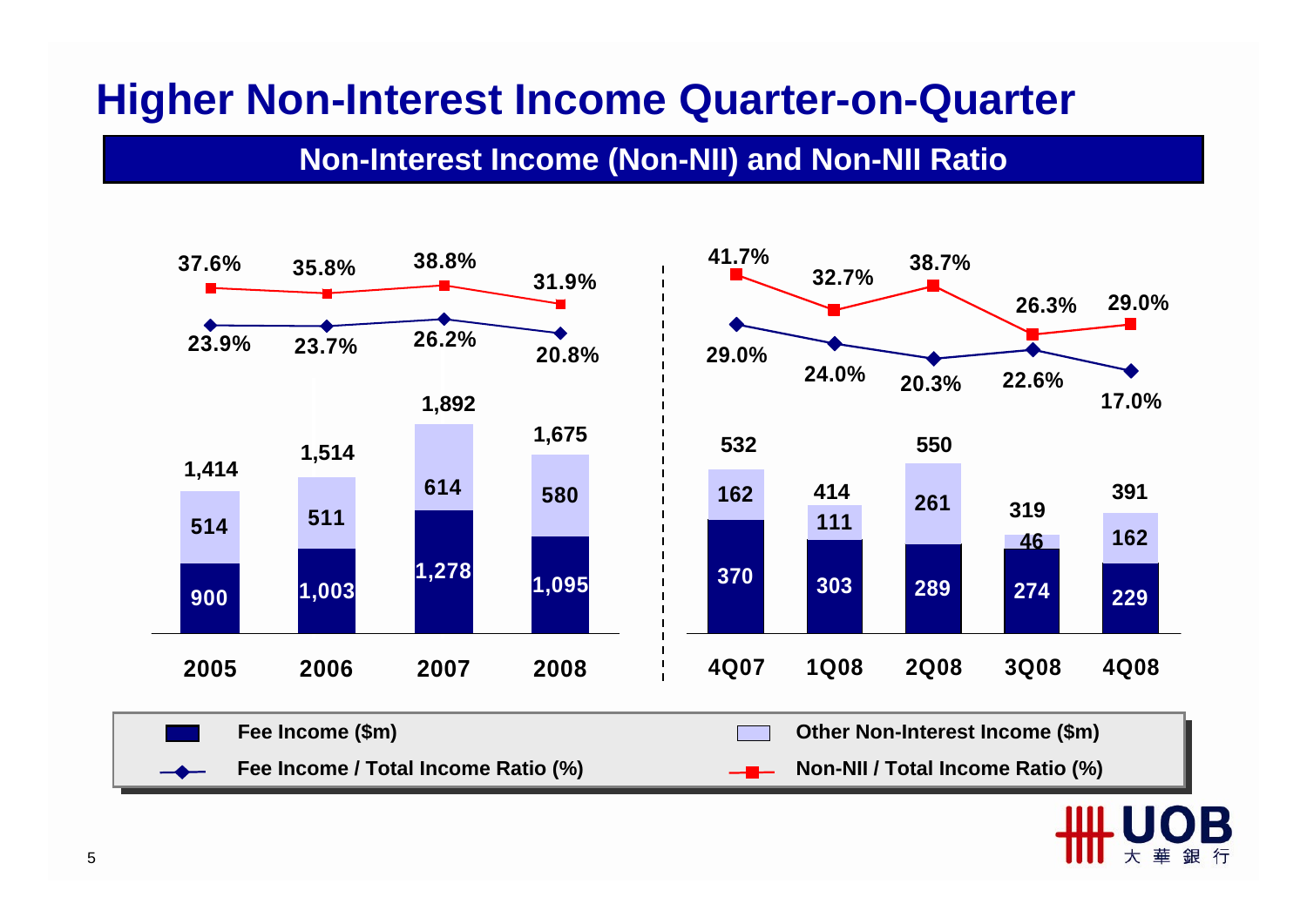# Higher Non-Interest Income Quarter-on-Quarter

## Non-Interest Income (Non-NII) and Non-NII Ratio

| | 2005 | 2006 | 2007 | 2008 |
|---|---|---|---|---|
| Fee Income ($m) | 900 | 1,003 | 1,278 | 1,095 |
| Other Non-Interest Income ($m) | 514 | 511 | 614 | 580 |
| Total Non-Interest Income ($m) | 1,414 | 1,514 | 1,892 | 1,675 |
| Fee Income / Total Income Ratio (%) | 23.9% | 23.7% | 26.2% | 20.8% |
| Non-NII / Total Income Ratio (%) | 37.6% | 35.8% | 38.8% | 31.9% |

| | 4Q07 | 1Q08 | 2Q08 | 3Q08 | 4Q08 |
|---|---|---|---|---|---|
| Fee Income ($m) | 370 | 303 | 289 | 274 | 229 |
| Other Non-Interest Income ($m) | 162 | 111 | 261 | 46 | 162 |
| Total Non-Interest Income ($m) | 532 | 414 | 550 | 319 | 391 |
| Fee Income / Total Income Ratio (%) | 29.0% | 24.0% | 20.3% | 22.6% | 17.0% |
| Non-NII / Total Income Ratio (%) | 41.7% | 32.7% | 38.7% | 26.3% | 29.0% |

UOB 大華銀行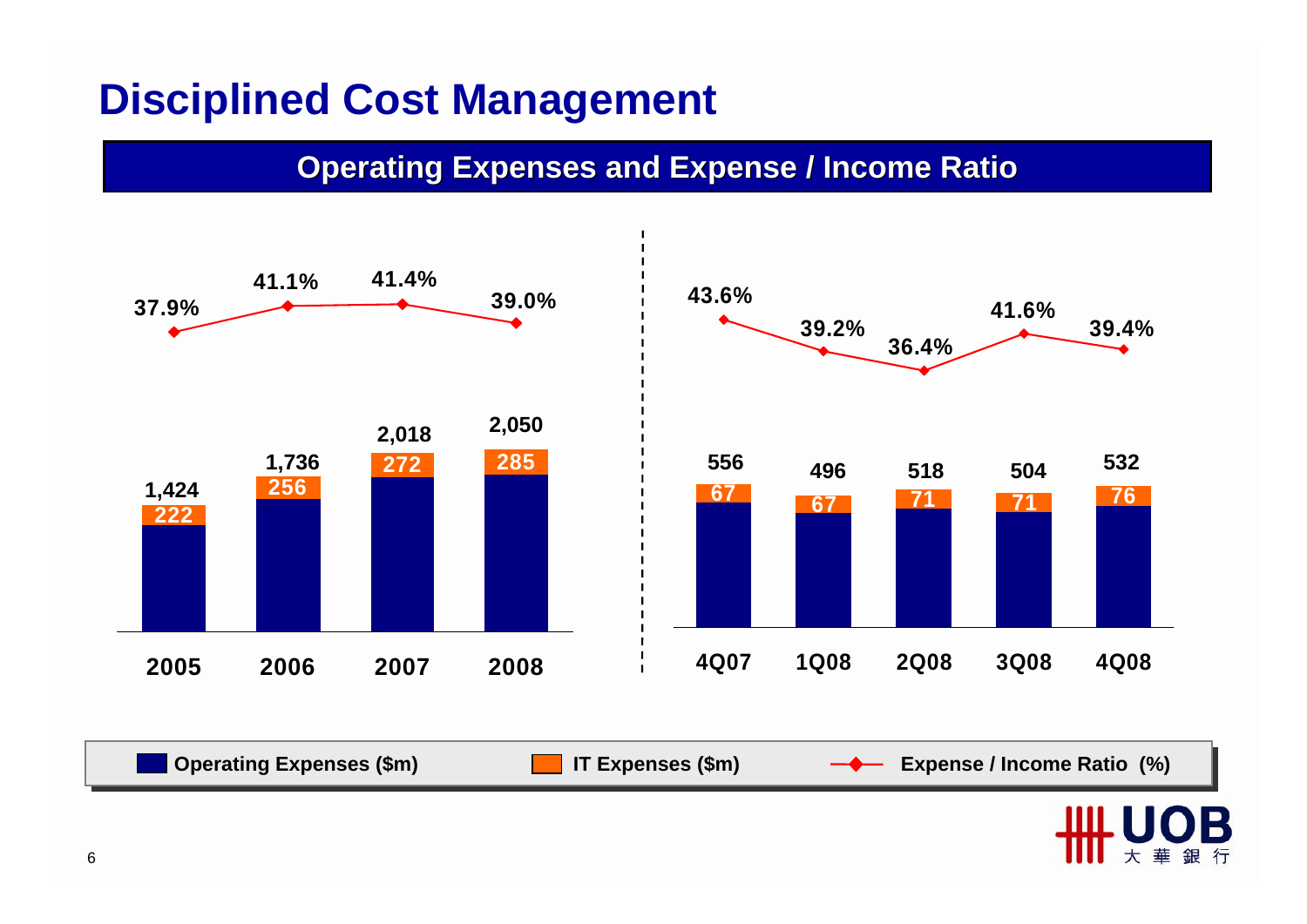# Disciplined Cost Management

## Operating Expenses and Expense / Income Ratio

| | 2005 | 2006 | 2007 | 2008 |
|---|---|---|---|---|
| Operating Expenses ($m) | 1,424 | 1,736 | 2,018 | 2,050 |
| IT Expenses ($m) | 222 | 256 | 272 | 285 |
| Expense / Income Ratio (%) | 37.9% | 41.1% | 41.4% | 39.0% |

| | 4Q07 | 1Q08 | 2Q08 | 3Q08 | 4Q08 |
|---|---|---|---|---|---|
| Operating Expenses ($m) | 556 | 496 | 518 | 504 | 532 |
| IT Expenses ($m) | 67 | 67 | 71 | 71 | 76 |
| Expense / Income Ratio (%) | 43.6% | 39.2% | 36.4% | 41.6% | 39.4% |

Operating Expenses ($m) | IT Expenses ($m) | Expense / Income Ratio (%)

UOB 大華銀行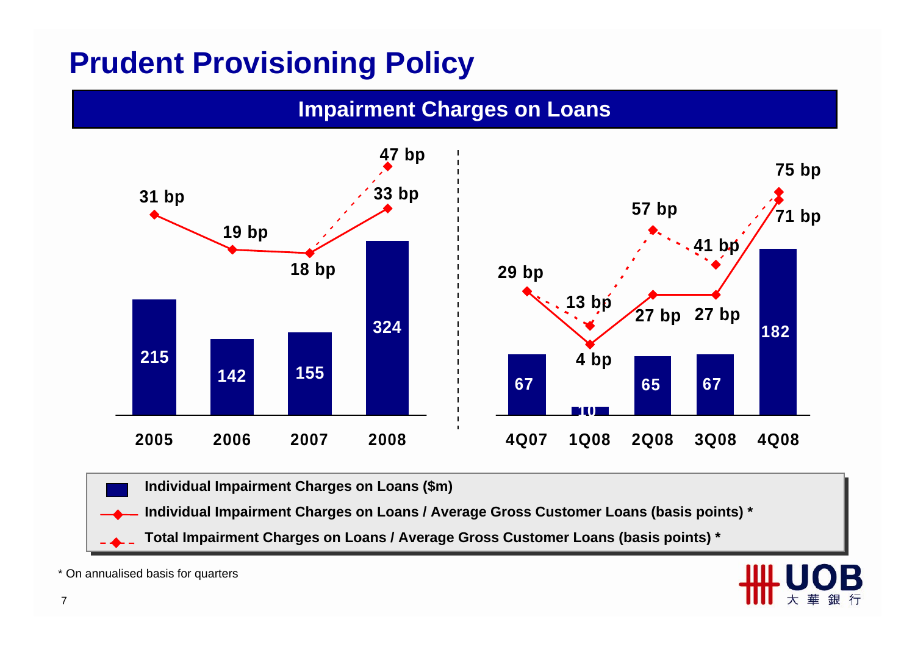# Prudent Provisioning Policy

## Impairment Charges on Loans

| Period | Individual Impairment Charges on Loans ($m) | Individual Impairment Charges on Loans / Average Gross Customer Loans (basis points) * | Total Impairment Charges on Loans / Average Gross Customer Loans (basis points) * |
|---|---|---|---|
| 2005 | 215 | 31 bp | |
| 2006 | 142 | 19 bp | |
| 2007 | 155 | 18 bp | |
| 2008 | 324 | 33 bp | 47 bp |
| 4Q07 | 67 | 29 bp | 29 bp |
| 1Q08 | 10 | 4 bp | 13 bp |
| 2Q08 | 65 | 27 bp | 57 bp |
| 3Q08 | 67 | 27 bp | 41 bp |
| 4Q08 | 182 | 71 bp | 75 bp |

\* On annualised basis for quarters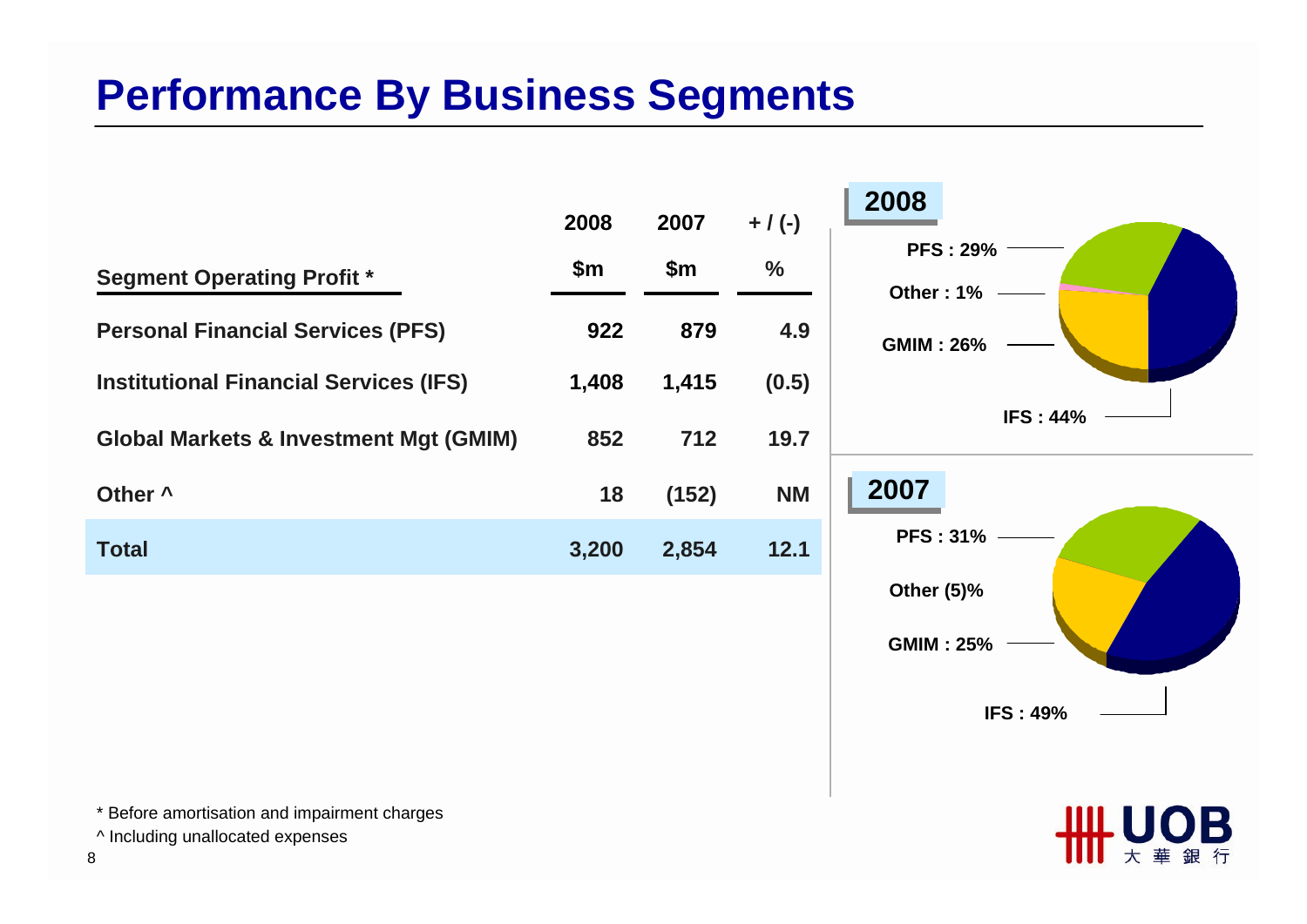# Performance By Business Segments

| Segment Operating Profit * | 2008 $m | 2007 $m | + / (-) % |
|---|---|---|---|
| Personal Financial Services (PFS) | 922 | 879 | 4.9 |
| Institutional Financial Services (IFS) | 1,408 | 1,415 | (0.5) |
| Global Markets & Investment Mgt (GMIM) | 852 | 712 | 19.7 |
| Other ^ | 18 | (152) | NM |
| **Total** | **3,200** | **2,854** | **12.1** |

**2008**

PFS : 29%

Other : 1%

GMIM : 26%

IFS : 44%

**2007**

PFS : 31%

Other (5)%

GMIM : 25%

IFS : 49%

\* Before amortisation and impairment charges

^ Including unallocated expenses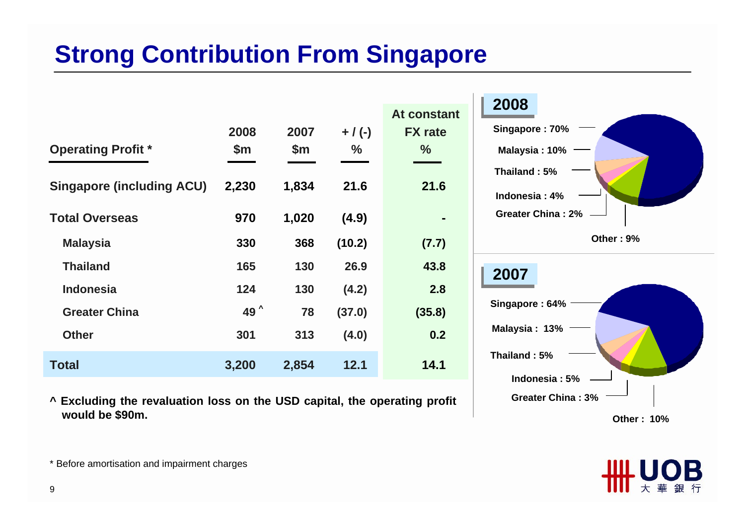# Strong Contribution From Singapore

| Operating Profit * | 2008 $m | 2007 $m | + / (-) % | At constant FX rate % |
|---|---|---|---|---|
| **Singapore (including ACU)** | **2,230** | **1,834** | **21.6** | **21.6** |
| **Total Overseas** | **970** | **1,020** | **(4.9)** | **-** |
| Malaysia | 330 | 368 | (10.2) | (7.7) |
| Thailand | 165 | 130 | 26.9 | 43.8 |
| Indonesia | 124 | 130 | (4.2) | 2.8 |
| Greater China | 49 ^ | 78 | (37.0) | (35.8) |
| Other | 301 | 313 | (4.0) | 0.2 |
| **Total** | **3,200** | **2,854** | **12.1** | **14.1** |

**^ Excluding the revaluation loss on the USD capital, the operating profit would be $90m.**

**2008**

- Singapore : 70%
- Malaysia : 10%
- Thailand : 5%
- Indonesia : 4%
- Greater China : 2%
- Other : 9%

**2007**

- Singapore : 64%
- Malaysia : 13%
- Thailand : 5%
- Indonesia : 5%
- Greater China : 3%
- Other : 10%

* Before amortisation and impairment charges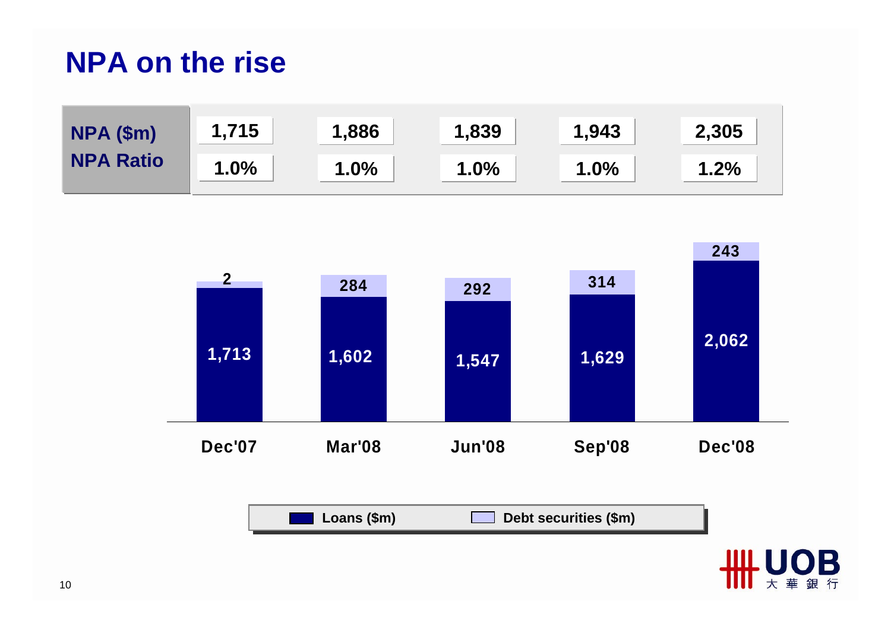# NPA on the rise

| | Dec'07 | Mar'08 | Jun'08 | Sep'08 | Dec'08 |
|---|---|---|---|---|---|
| NPA ($m) | 1,715 | 1,886 | 1,839 | 1,943 | 2,305 |
| NPA Ratio | 1.0% | 1.0% | 1.0% | 1.0% | 1.2% |

| | Dec'07 | Mar'08 | Jun'08 | Sep'08 | Dec'08 |
|---|---|---|---|---|---|
| Loans ($m) | 1,713 | 1,602 | 1,547 | 1,629 | 2,062 |
| Debt securities ($m) | 2 | 284 | 292 | 314 | 243 |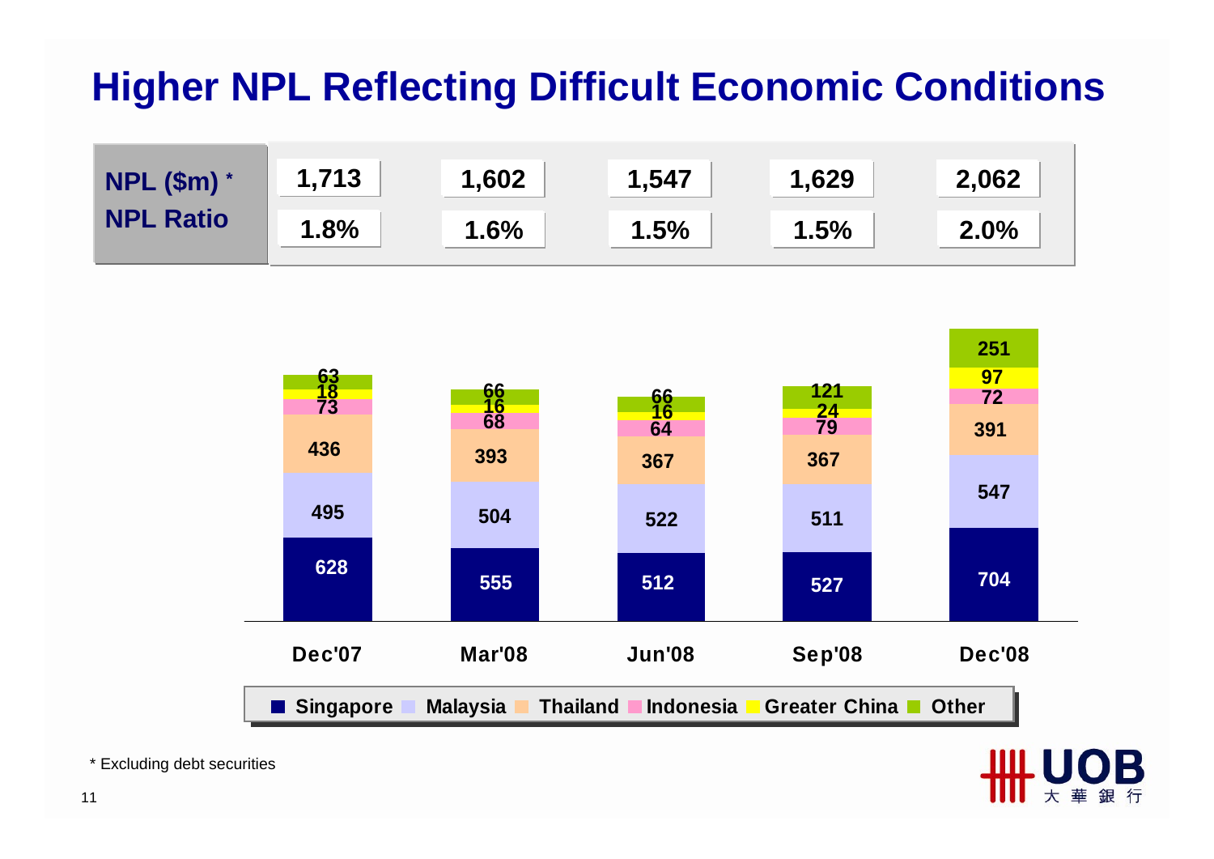# Higher NPL Reflecting Difficult Economic Conditions

| | Dec'07 | Mar'08 | Jun'08 | Sep'08 | Dec'08 |
|---|---|---|---|---|---|
| NPL ($m) * | 1,713 | 1,602 | 1,547 | 1,629 | 2,062 |
| NPL Ratio | 1.8% | 1.6% | 1.5% | 1.5% | 2.0% |

| | Dec'07 | Mar'08 | Jun'08 | Sep'08 | Dec'08 |
|---|---|---|---|---|---|
| Singapore | 628 | 555 | 512 | 527 | 704 |
| Malaysia | 495 | 504 | 522 | 511 | 547 |
| Thailand | 436 | 393 | 367 | 367 | 391 |
| Indonesia | 73 | 68 | 64 | 79 | 72 |
| Greater China | 18 | 16 | 16 | 24 | 97 |
| Other | 63 | 66 | 66 | 121 | 251 |

\* Excluding debt securities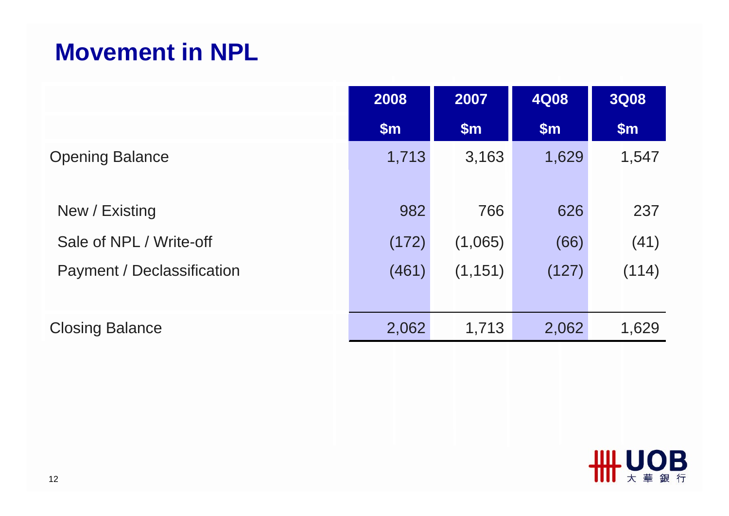# Movement in NPL

| | 2008<br>$m | 2007<br>$m | 4Q08<br>$m | 3Q08<br>$m |
|---|---|---|---|---|
| Opening Balance | 1,713 | 3,163 | 1,629 | 1,547 |
| New / Existing | 982 | 766 | 626 | 237 |
| Sale of NPL / Write-off | (172) | (1,065) | (66) | (41) |
| Payment / Declassification | (461) | (1,151) | (127) | (114) |
| Closing Balance | 2,062 | 1,713 | 2,062 | 1,629 |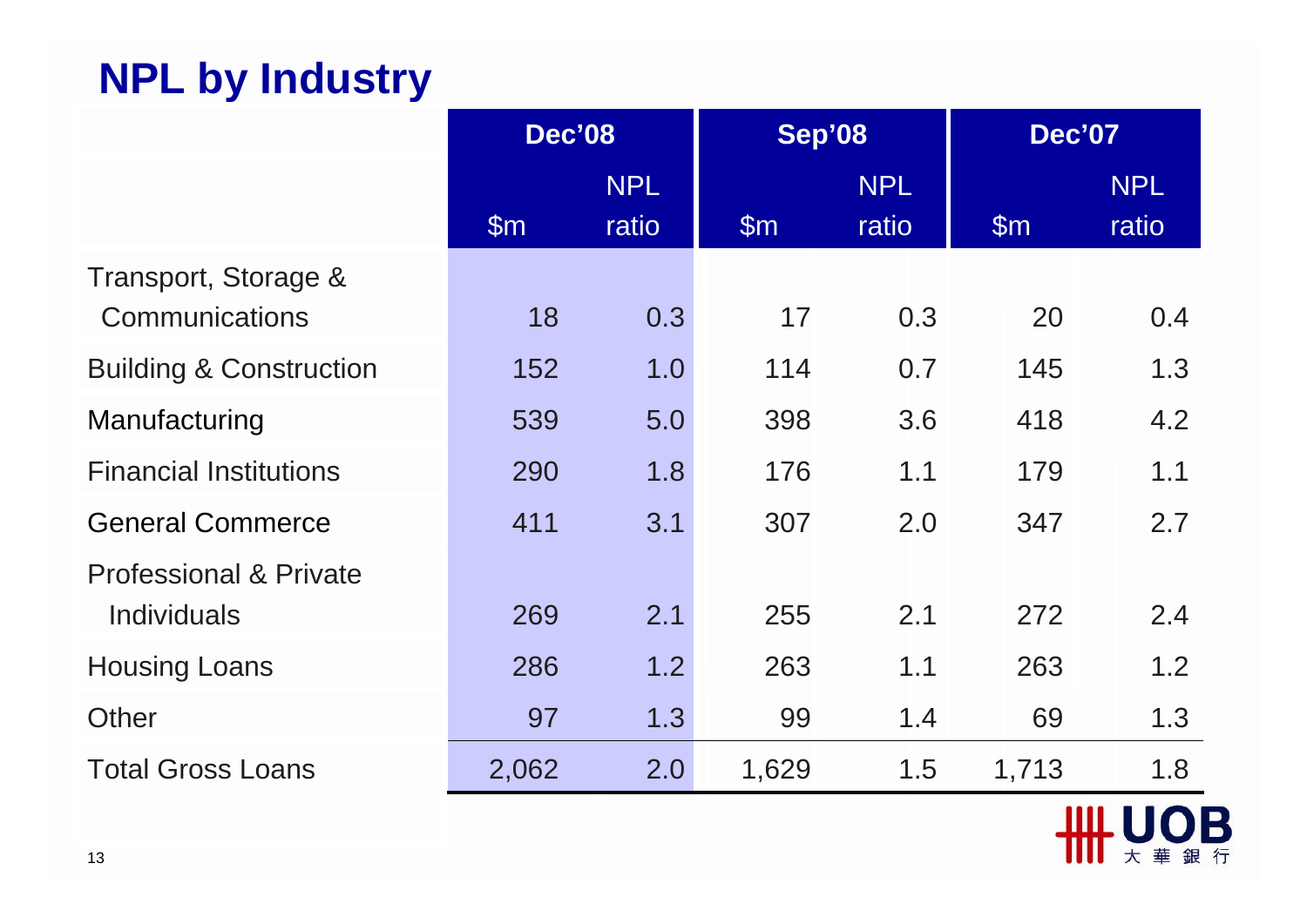## NPL by Industry

| | Dec'08 | | Sep'08 | | Dec'07 | |
|---|---|---|---|---|---|---|
| | $m | NPL ratio | $m | NPL ratio | $m | NPL ratio |
| Transport, Storage & Communications | 18 | 0.3 | 17 | 0.3 | 20 | 0.4 |
| Building & Construction | 152 | 1.0 | 114 | 0.7 | 145 | 1.3 |
| Manufacturing | 539 | 5.0 | 398 | 3.6 | 418 | 4.2 |
| Financial Institutions | 290 | 1.8 | 176 | 1.1 | 179 | 1.1 |
| General Commerce | 411 | 3.1 | 307 | 2.0 | 347 | 2.7 |
| Professional & Private Individuals | 269 | 2.1 | 255 | 2.1 | 272 | 2.4 |
| Housing Loans | 286 | 1.2 | 263 | 1.1 | 263 | 1.2 |
| Other | 97 | 1.3 | 99 | 1.4 | 69 | 1.3 |
| Total Gross Loans | 2,062 | 2.0 | 1,629 | 1.5 | 1,713 | 1.8 |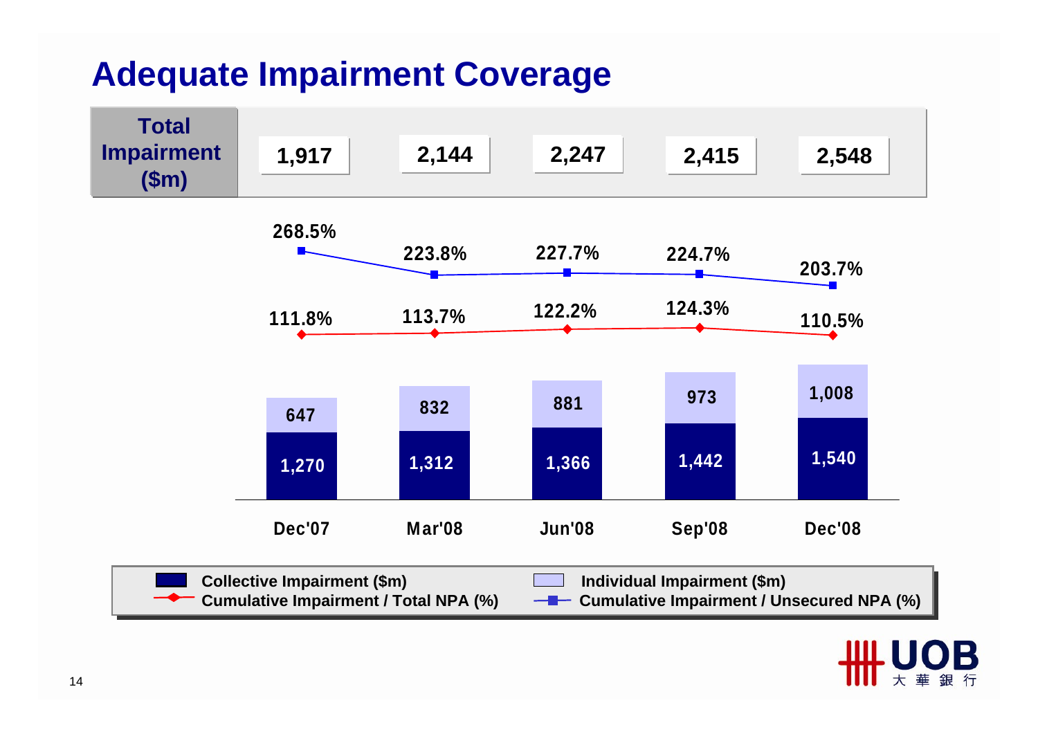# Adequate Impairment Coverage

| | Dec'07 | Mar'08 | Jun'08 | Sep'08 | Dec'08 |
|---|---|---|---|---|---|
| **Total Impairment ($m)** | 1,917 | 2,144 | 2,247 | 2,415 | 2,548 |
| Collective Impairment ($m) | 1,270 | 1,312 | 1,366 | 1,442 | 1,540 |
| Individual Impairment ($m) | 647 | 832 | 881 | 973 | 1,008 |
| Cumulative Impairment / Total NPA (%) | 111.8% | 113.7% | 122.2% | 124.3% | 110.5% |
| Cumulative Impairment / Unsecured NPA (%) | 268.5% | 223.8% | 227.7% | 224.7% | 203.7% |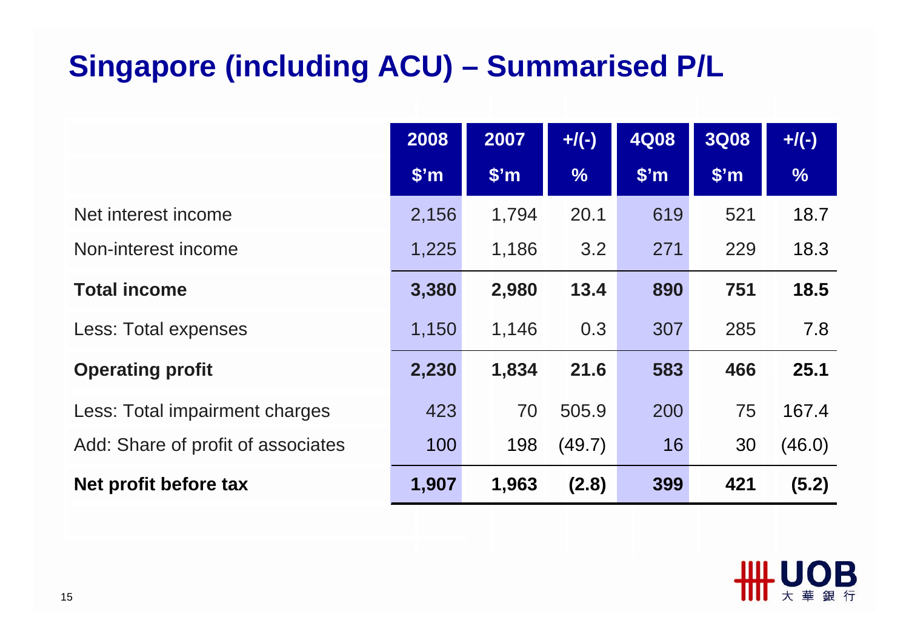# Singapore (including ACU) – Summarised P/L

| | 2008 $'m | 2007 $'m | +/(-) % | 4Q08 $'m | 3Q08 $'m | +/(-) % |
|---|---|---|---|---|---|---|
| Net interest income | 2,156 | 1,794 | 20.1 | 619 | 521 | 18.7 |
| Non-interest income | 1,225 | 1,186 | 3.2 | 271 | 229 | 18.3 |
| **Total income** | **3,380** | **2,980** | **13.4** | **890** | **751** | **18.5** |
| Less: Total expenses | 1,150 | 1,146 | 0.3 | 307 | 285 | 7.8 |
| **Operating profit** | **2,230** | **1,834** | **21.6** | **583** | **466** | **25.1** |
| Less: Total impairment charges | 423 | 70 | 505.9 | 200 | 75 | 167.4 |
| Add: Share of profit of associates | 100 | 198 | (49.7) | 16 | 30 | (46.0) |
| **Net profit before tax** | **1,907** | **1,963** | **(2.8)** | **399** | **421** | **(5.2)** |

UOB 大華銀行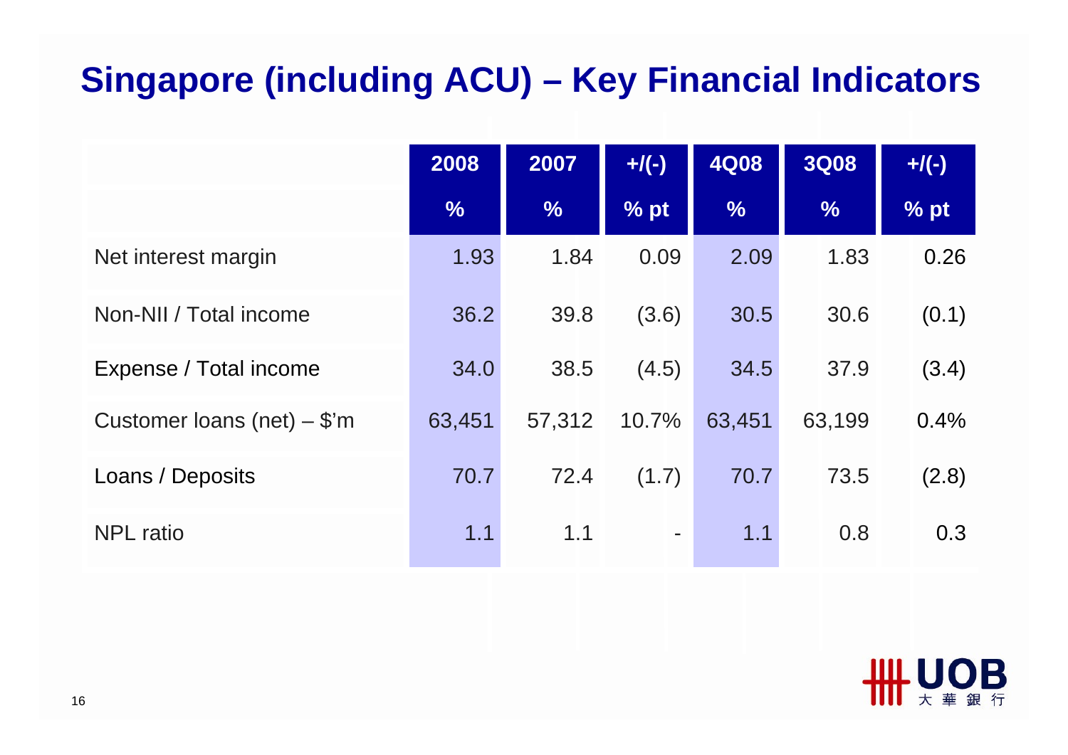# Singapore (including ACU) – Key Financial Indicators

| | 2008 | 2007 | +/(-) | 4Q08 | 3Q08 | +/(-) |
|---|---|---|---|---|---|---|
| | % | % | % pt | % | % | % pt |
| Net interest margin | 1.93 | 1.84 | 0.09 | 2.09 | 1.83 | 0.26 |
| Non-NII / Total income | 36.2 | 39.8 | (3.6) | 30.5 | 30.6 | (0.1) |
| Expense / Total income | 34.0 | 38.5 | (4.5) | 34.5 | 37.9 | (3.4) |
| Customer loans (net) – $'m | 63,451 | 57,312 | 10.7% | 63,451 | 63,199 | 0.4% |
| Loans / Deposits | 70.7 | 72.4 | (1.7) | 70.7 | 73.5 | (2.8) |
| NPL ratio | 1.1 | 1.1 | - | 1.1 | 0.8 | 0.3 |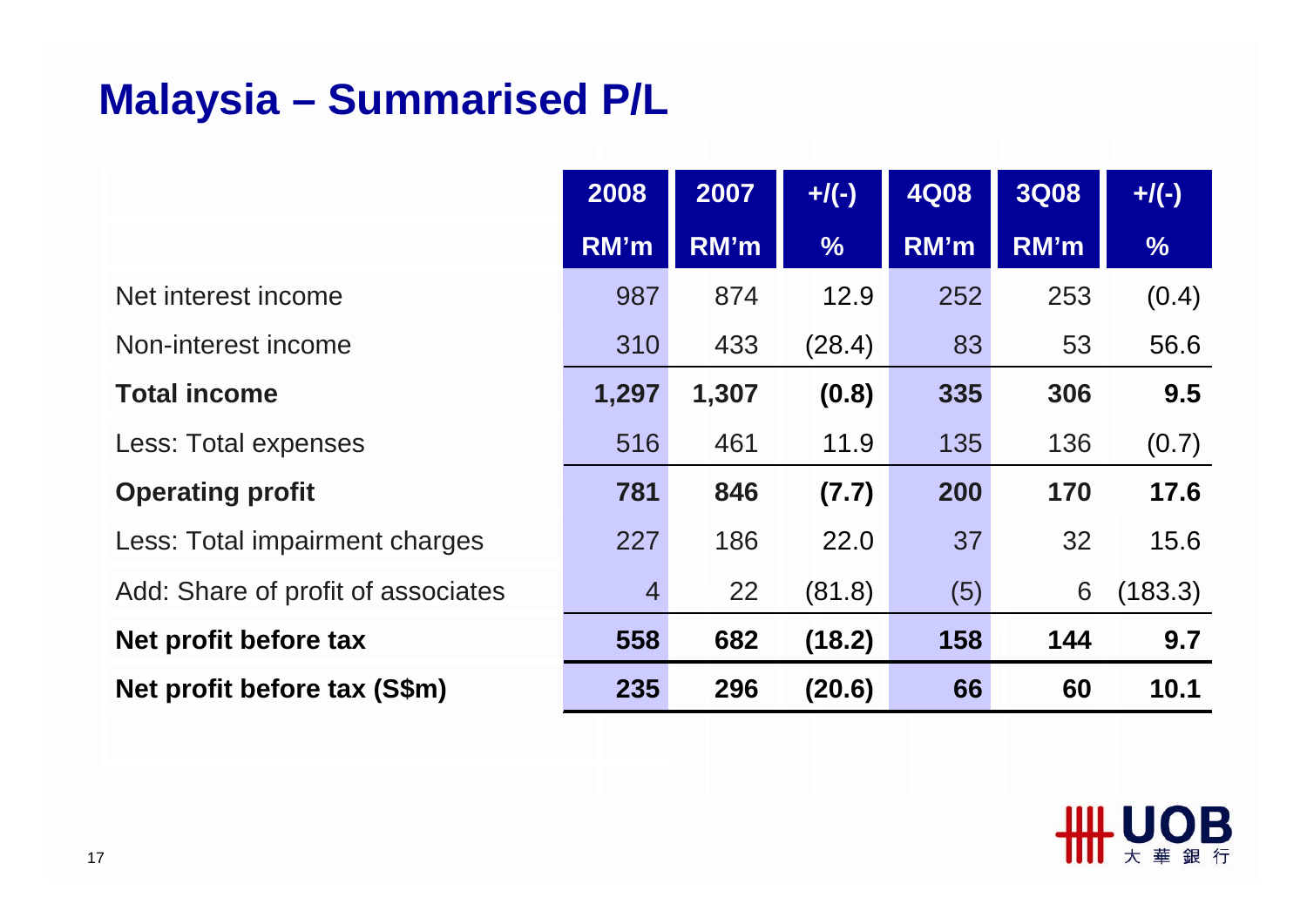# Malaysia – Summarised P/L

| | 2008 RM'm | 2007 RM'm | +/(-) % | 4Q08 RM'm | 3Q08 RM'm | +/(-) % |
|---|---|---|---|---|---|---|
| Net interest income | 987 | 874 | 12.9 | 252 | 253 | (0.4) |
| Non-interest income | 310 | 433 | (28.4) | 83 | 53 | 56.6 |
| **Total income** | **1,297** | **1,307** | **(0.8)** | **335** | **306** | **9.5** |
| Less: Total expenses | 516 | 461 | 11.9 | 135 | 136 | (0.7) |
| **Operating profit** | **781** | **846** | **(7.7)** | **200** | **170** | **17.6** |
| Less: Total impairment charges | 227 | 186 | 22.0 | 37 | 32 | 15.6 |
| Add: Share of profit of associates | 4 | 22 | (81.8) | (5) | 6 | (183.3) |
| **Net profit before tax** | **558** | **682** | **(18.2)** | **158** | **144** | **9.7** |
| **Net profit before tax (S$m)** | **235** | **296** | **(20.6)** | **66** | **60** | **10.1** |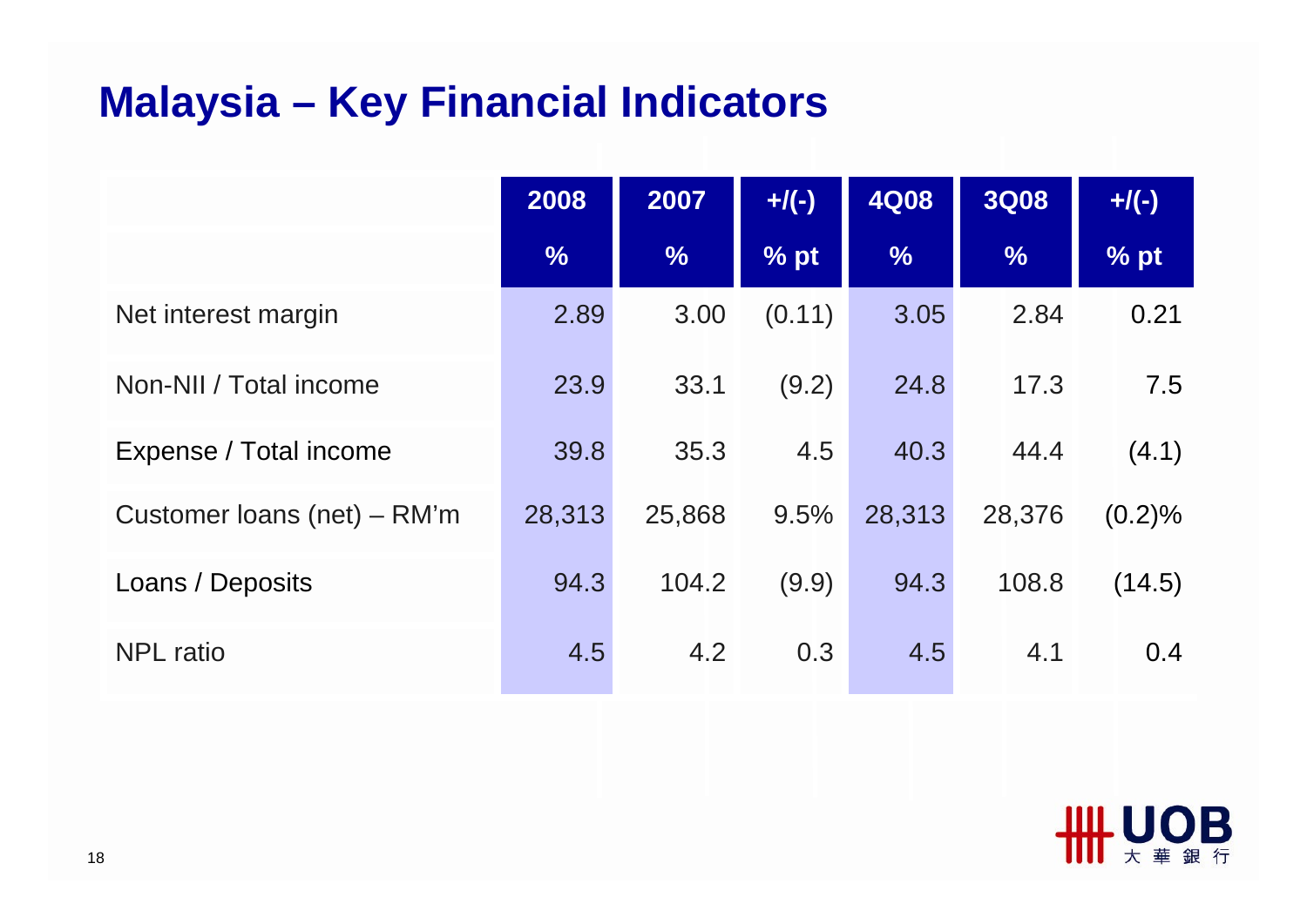# Malaysia – Key Financial Indicators

| | 2008 | 2007 | +/(-) | 4Q08 | 3Q08 | +/(-) |
|---|---|---|---|---|---|---|
| | % | % | % pt | % | % | % pt |
| Net interest margin | 2.89 | 3.00 | (0.11) | 3.05 | 2.84 | 0.21 |
| Non-NII / Total income | 23.9 | 33.1 | (9.2) | 24.8 | 17.3 | 7.5 |
| Expense / Total income | 39.8 | 35.3 | 4.5 | 40.3 | 44.4 | (4.1) |
| Customer loans (net) – RM'm | 28,313 | 25,868 | 9.5% | 28,313 | 28,376 | (0.2)% |
| Loans / Deposits | 94.3 | 104.2 | (9.9) | 94.3 | 108.8 | (14.5) |
| NPL ratio | 4.5 | 4.2 | 0.3 | 4.5 | 4.1 | 0.4 |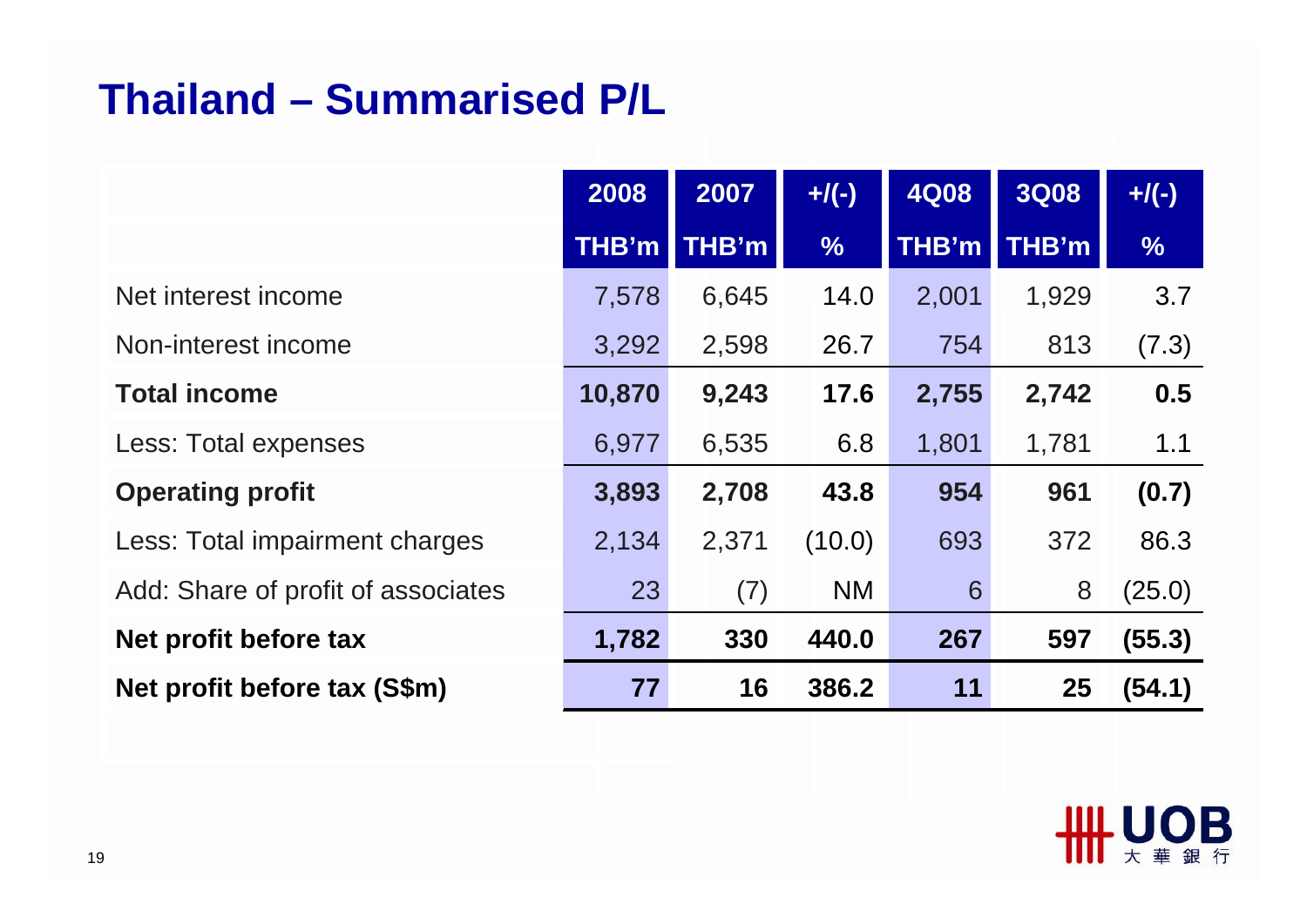# Thailand – Summarised P/L

| | 2008 | 2007 | +/(-) | 4Q08 | 3Q08 | +/(-) |
|---|---|---|---|---|---|---|
| | THB'm | THB'm | % | THB'm | THB'm | % |
| Net interest income | 7,578 | 6,645 | 14.0 | 2,001 | 1,929 | 3.7 |
| Non-interest income | 3,292 | 2,598 | 26.7 | 754 | 813 | (7.3) |
| **Total income** | **10,870** | **9,243** | **17.6** | **2,755** | **2,742** | **0.5** |
| Less: Total expenses | 6,977 | 6,535 | 6.8 | 1,801 | 1,781 | 1.1 |
| **Operating profit** | **3,893** | **2,708** | **43.8** | **954** | **961** | **(0.7)** |
| Less: Total impairment charges | 2,134 | 2,371 | (10.0) | 693 | 372 | 86.3 |
| Add: Share of profit of associates | 23 | (7) | NM | 6 | 8 | (25.0) |
| **Net profit before tax** | **1,782** | **330** | **440.0** | **267** | **597** | **(55.3)** |
| **Net profit before tax (S$m)** | **77** | **16** | **386.2** | **11** | **25** | **(54.1)** |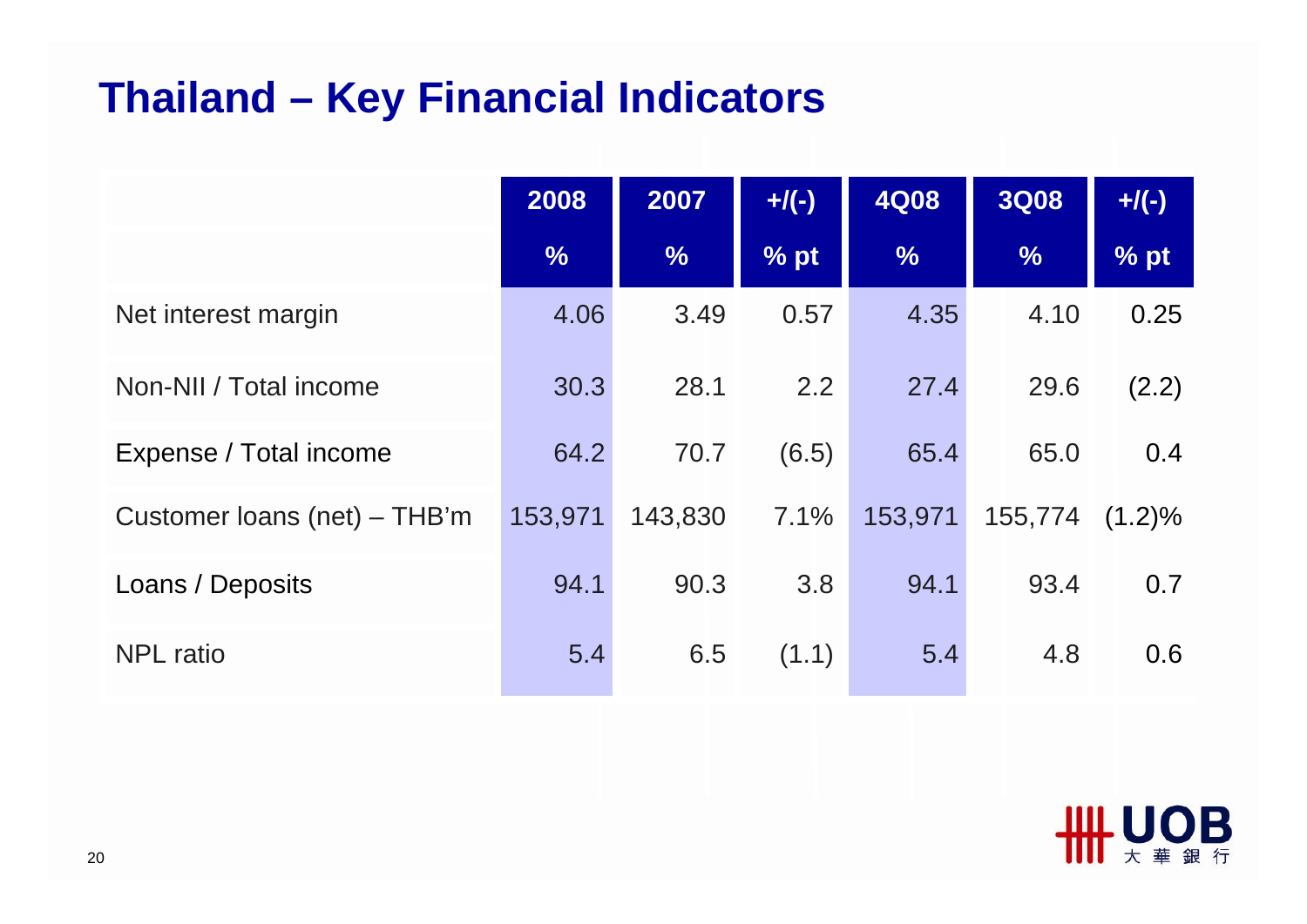# Thailand – Key Financial Indicators

| | 2008 | 2007 | +/(-) | 4Q08 | 3Q08 | +/(-) |
|---|---|---|---|---|---|---|
| | % | % | % pt | % | % | % pt |
| Net interest margin | 4.06 | 3.49 | 0.57 | 4.35 | 4.10 | 0.25 |
| Non-NII / Total income | 30.3 | 28.1 | 2.2 | 27.4 | 29.6 | (2.2) |
| Expense / Total income | 64.2 | 70.7 | (6.5) | 65.4 | 65.0 | 0.4 |
| Customer loans (net) – THB'm | 153,971 | 143,830 | 7.1% | 153,971 | 155,774 | (1.2)% |
| Loans / Deposits | 94.1 | 90.3 | 3.8 | 94.1 | 93.4 | 0.7 |
| NPL ratio | 5.4 | 6.5 | (1.1) | 5.4 | 4.8 | 0.6 |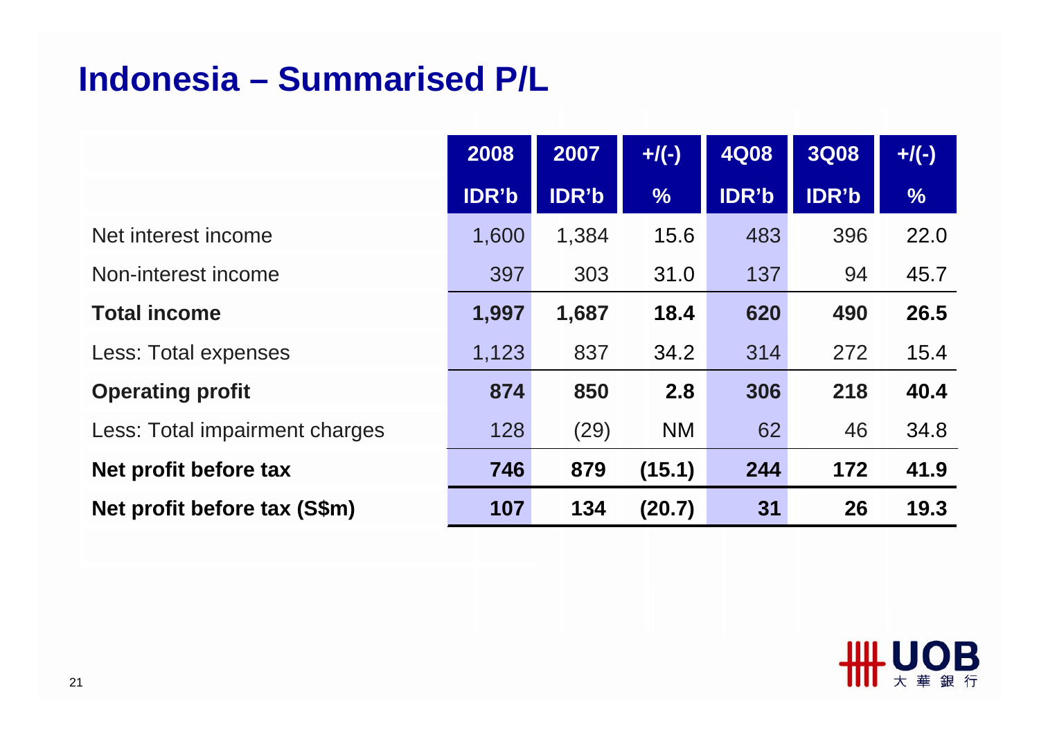# Indonesia – Summarised P/L

| | 2008 IDR'b | 2007 IDR'b | +/(-) % | 4Q08 IDR'b | 3Q08 IDR'b | +/(-) % |
|---|---|---|---|---|---|---|
| Net interest income | 1,600 | 1,384 | 15.6 | 483 | 396 | 22.0 |
| Non-interest income | 397 | 303 | 31.0 | 137 | 94 | 45.7 |
| **Total income** | **1,997** | **1,687** | **18.4** | **620** | **490** | **26.5** |
| Less: Total expenses | 1,123 | 837 | 34.2 | 314 | 272 | 15.4 |
| **Operating profit** | **874** | **850** | **2.8** | **306** | **218** | **40.4** |
| Less: Total impairment charges | 128 | (29) | NM | 62 | 46 | 34.8 |
| **Net profit before tax** | **746** | **879** | **(15.1)** | **244** | **172** | **41.9** |
| **Net profit before tax (S$m)** | **107** | **134** | **(20.7)** | **31** | **26** | **19.3** |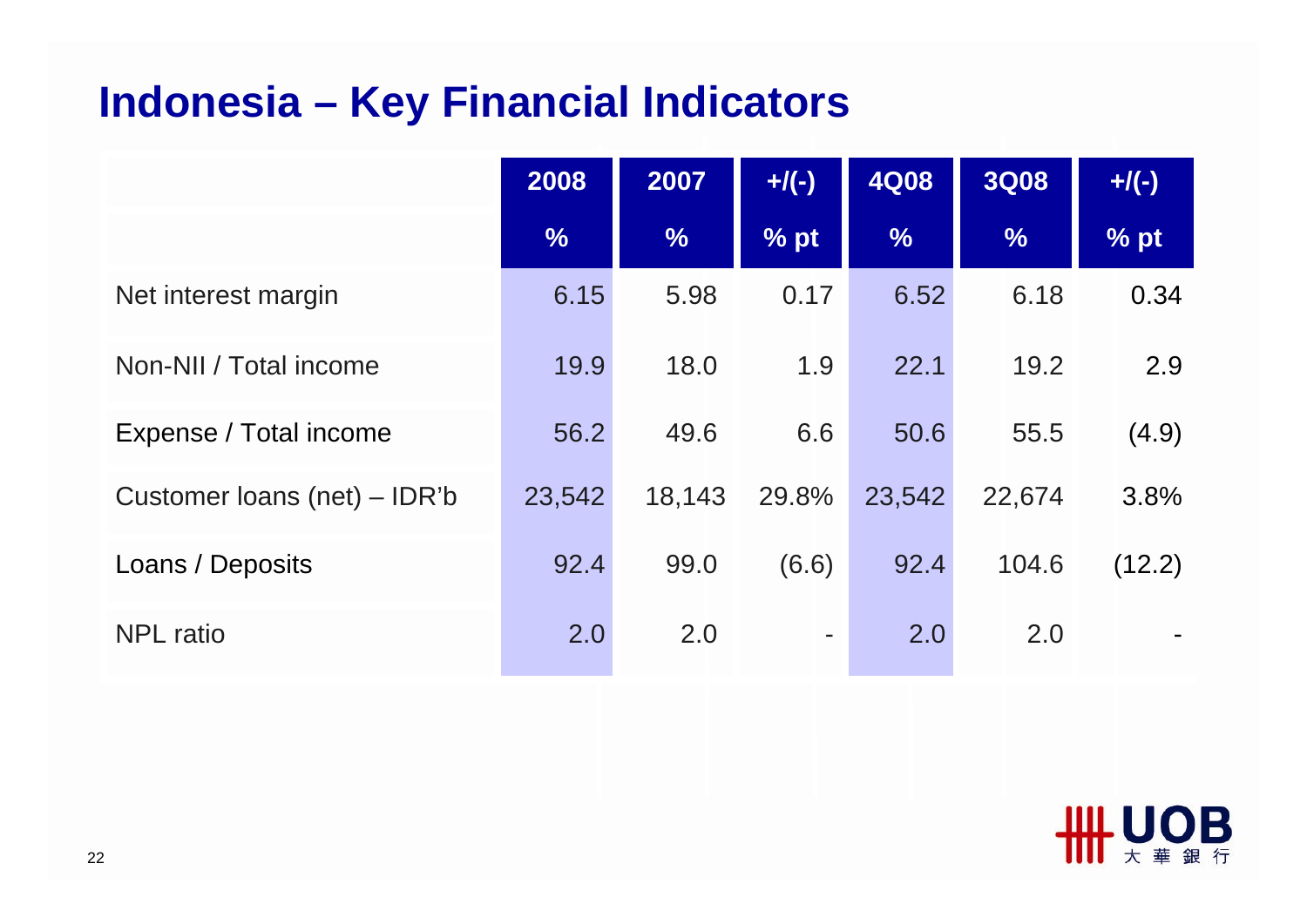# Indonesia – Key Financial Indicators

| | 2008 | 2007 | +/(-) | 4Q08 | 3Q08 | +/(-) |
|---|---|---|---|---|---|---|
| | % | % | % pt | % | % | % pt |
| Net interest margin | 6.15 | 5.98 | 0.17 | 6.52 | 6.18 | 0.34 |
| Non-NII / Total income | 19.9 | 18.0 | 1.9 | 22.1 | 19.2 | 2.9 |
| Expense / Total income | 56.2 | 49.6 | 6.6 | 50.6 | 55.5 | (4.9) |
| Customer loans (net) – IDR'b | 23,542 | 18,143 | 29.8% | 23,542 | 22,674 | 3.8% |
| Loans / Deposits | 92.4 | 99.0 | (6.6) | 92.4 | 104.6 | (12.2) |
| NPL ratio | 2.0 | 2.0 | - | 2.0 | 2.0 | - |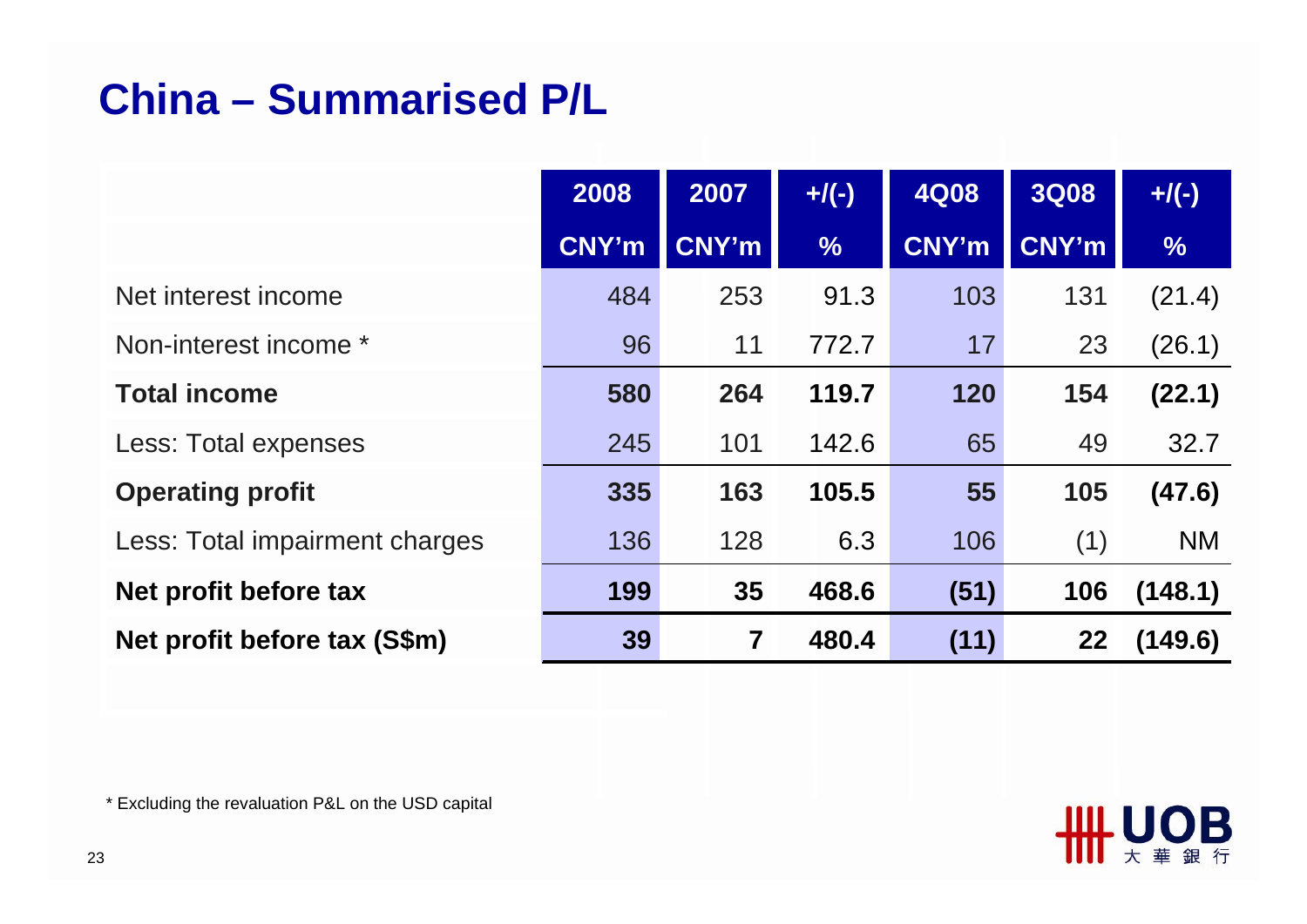# China – Summarised P/L

| | 2008 | 2007 | +/(-) | 4Q08 | 3Q08 | +/(-) |
|---|---|---|---|---|---|---|
| | CNY'm | CNY'm | % | CNY'm | CNY'm | % |
| Net interest income | 484 | 253 | 91.3 | 103 | 131 | (21.4) |
| Non-interest income * | 96 | 11 | 772.7 | 17 | 23 | (26.1) |
| **Total income** | **580** | **264** | **119.7** | **120** | **154** | **(22.1)** |
| Less: Total expenses | 245 | 101 | 142.6 | 65 | 49 | 32.7 |
| **Operating profit** | **335** | **163** | **105.5** | **55** | **105** | **(47.6)** |
| Less: Total impairment charges | 136 | 128 | 6.3 | 106 | (1) | NM |
| **Net profit before tax** | **199** | **35** | **468.6** | **(51)** | **106** | **(148.1)** |
| **Net profit before tax (S$m)** | **39** | **7** | **480.4** | **(11)** | **22** | **(149.6)** |

* Excluding the revaluation P&L on the USD capital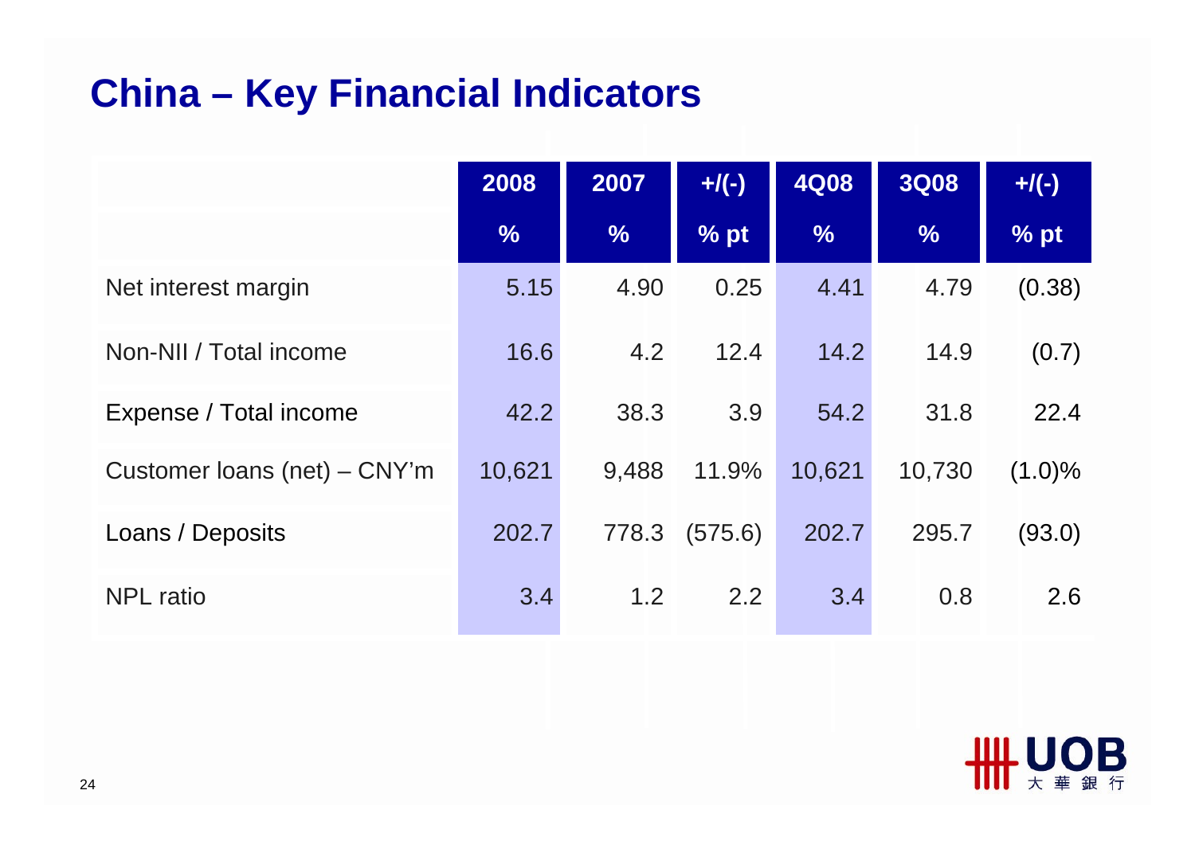# China – Key Financial Indicators

| | 2008 | 2007 | +/(-) | 4Q08 | 3Q08 | +/(-) |
|---|---|---|---|---|---|---|
| | % | % | % pt | % | % | % pt |
| Net interest margin | 5.15 | 4.90 | 0.25 | 4.41 | 4.79 | (0.38) |
| Non-NII / Total income | 16.6 | 4.2 | 12.4 | 14.2 | 14.9 | (0.7) |
| Expense / Total income | 42.2 | 38.3 | 3.9 | 54.2 | 31.8 | 22.4 |
| Customer loans (net) – CNY'm | 10,621 | 9,488 | 11.9% | 10,621 | 10,730 | (1.0)% |
| Loans / Deposits | 202.7 | 778.3 | (575.6) | 202.7 | 295.7 | (93.0) |
| NPL ratio | 3.4 | 1.2 | 2.2 | 3.4 | 0.8 | 2.6 |

UOB 大華銀行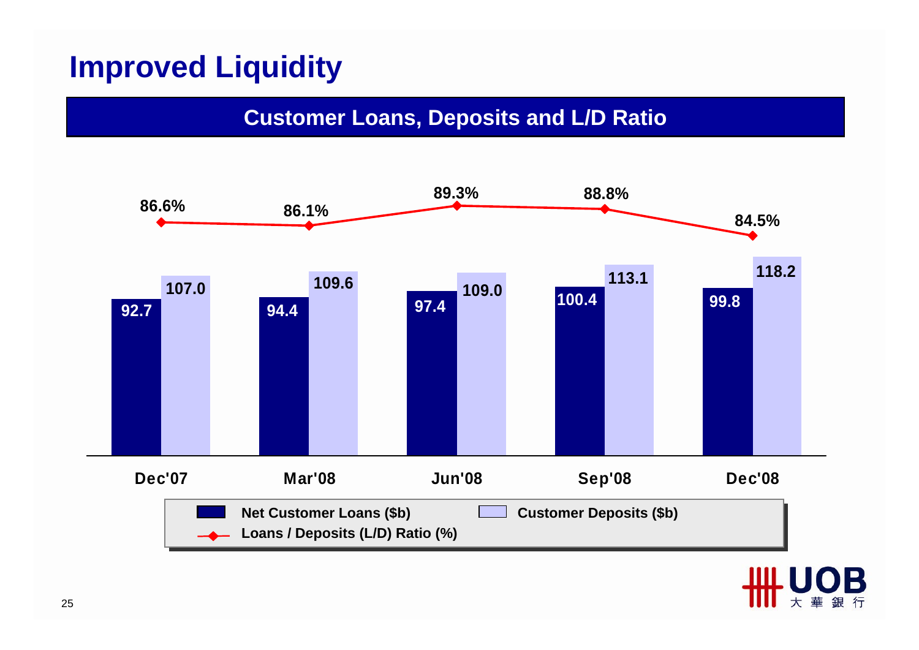# Improved Liquidity

## Customer Loans, Deposits and L/D Ratio

| | Dec'07 | Mar'08 | Jun'08 | Sep'08 | Dec'08 |
|---|---|---|---|---|---|
| Net Customer Loans ($b) | 92.7 | 94.4 | 97.4 | 100.4 | 99.8 |
| Customer Deposits ($b) | 107.0 | 109.6 | 109.0 | 113.1 | 118.2 |
| Loans / Deposits (L/D) Ratio (%) | 86.6% | 86.1% | 89.3% | 88.8% | 84.5% |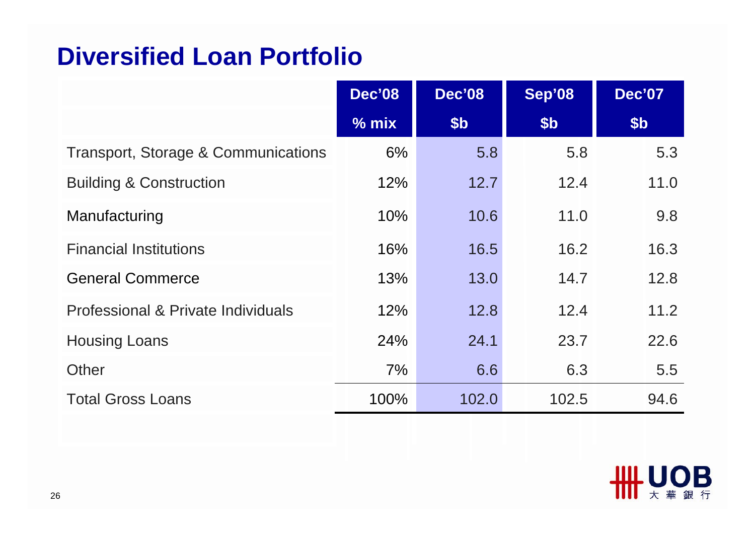# Diversified Loan Portfolio

| | Dec'08 | Dec'08 | Sep'08 | Dec'07 |
|---|---|---|---|---|
| | % mix | $b | $b | $b |
| Transport, Storage & Communications | 6% | 5.8 | 5.8 | 5.3 |
| Building & Construction | 12% | 12.7 | 12.4 | 11.0 |
| Manufacturing | 10% | 10.6 | 11.0 | 9.8 |
| Financial Institutions | 16% | 16.5 | 16.2 | 16.3 |
| General Commerce | 13% | 13.0 | 14.7 | 12.8 |
| Professional & Private Individuals | 12% | 12.8 | 12.4 | 11.2 |
| Housing Loans | 24% | 24.1 | 23.7 | 22.6 |
| Other | 7% | 6.6 | 6.3 | 5.5 |
| Total Gross Loans | 100% | 102.0 | 102.5 | 94.6 |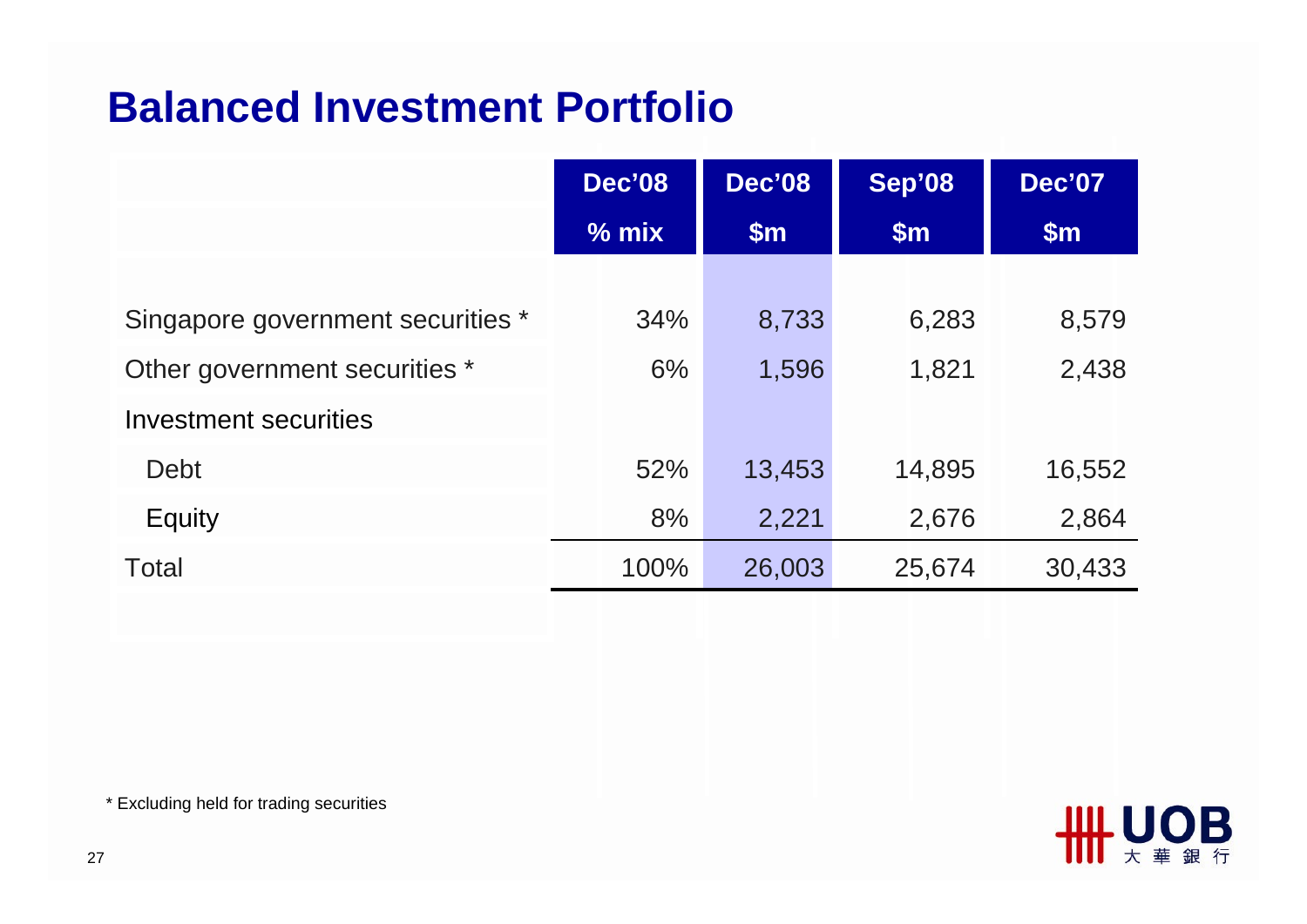# Balanced Investment Portfolio

| | Dec'08 % mix | Dec'08 $m | Sep'08 $m | Dec'07 $m |
|---|---|---|---|---|
| Singapore government securities * | 34% | 8,733 | 6,283 | 8,579 |
| Other government securities * | 6% | 1,596 | 1,821 | 2,438 |
| Investment securities | | | | |
| Debt | 52% | 13,453 | 14,895 | 16,552 |
| Equity | 8% | 2,221 | 2,676 | 2,864 |
| Total | 100% | 26,003 | 25,674 | 30,433 |

* Excluding held for trading securities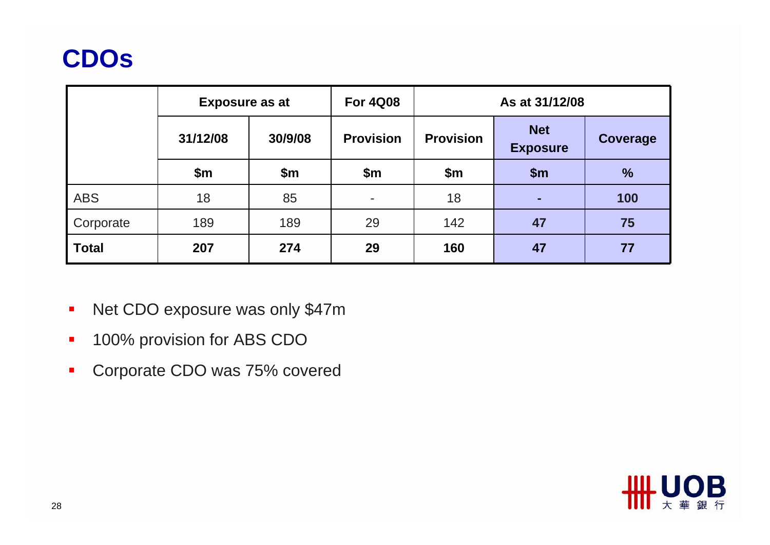# CDOs

| | Exposure as at | | For 4Q08 | As at 31/12/08 | | |
|---|---|---|---|---|---|---|
| | 31/12/08 | 30/9/08 | Provision | Provision | Net Exposure | Coverage |
| | $m | $m | $m | $m | $m | % |
| ABS | 18 | 85 | - | 18 | - | 100 |
| Corporate | 189 | 189 | 29 | 142 | 47 | 75 |
| **Total** | **207** | **274** | **29** | **160** | **47** | **77** |

- Net CDO exposure was only $47m
- 100% provision for ABS CDO
- Corporate CDO was 75% covered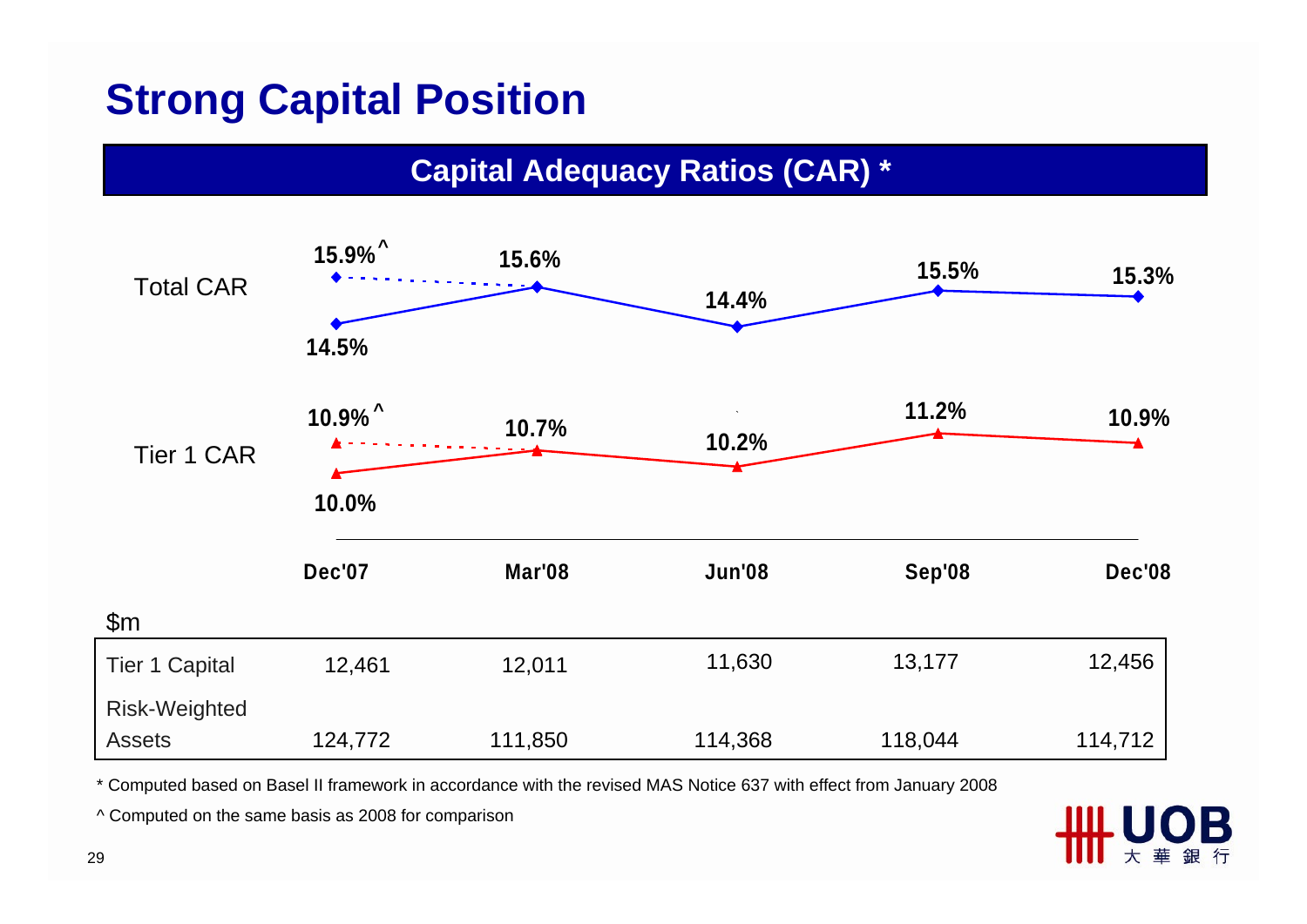# Strong Capital Position

## Capital Adequacy Ratios (CAR) *

| | Dec'07 | Mar'08 | Jun'08 | Sep'08 | Dec'08 |
|---|---|---|---|---|---|
| Total CAR | 14.5% (15.9%^) | 15.6% | 14.4% | 15.5% | 15.3% |
| Tier 1 CAR | 10.0% (10.9%^) | 10.7% | 10.2% | 11.2% | 10.9% |

$m

| | Dec'07 | Mar'08 | Jun'08 | Sep'08 | Dec'08 |
|---|---|---|---|---|---|
| Tier 1 Capital | 12,461 | 12,011 | 11,630 | 13,177 | 12,456 |
| Risk-Weighted Assets | 124,772 | 111,850 | 114,368 | 118,044 | 114,712 |

* Computed based on Basel II framework in accordance with the revised MAS Notice 637 with effect from January 2008

^ Computed on the same basis as 2008 for comparison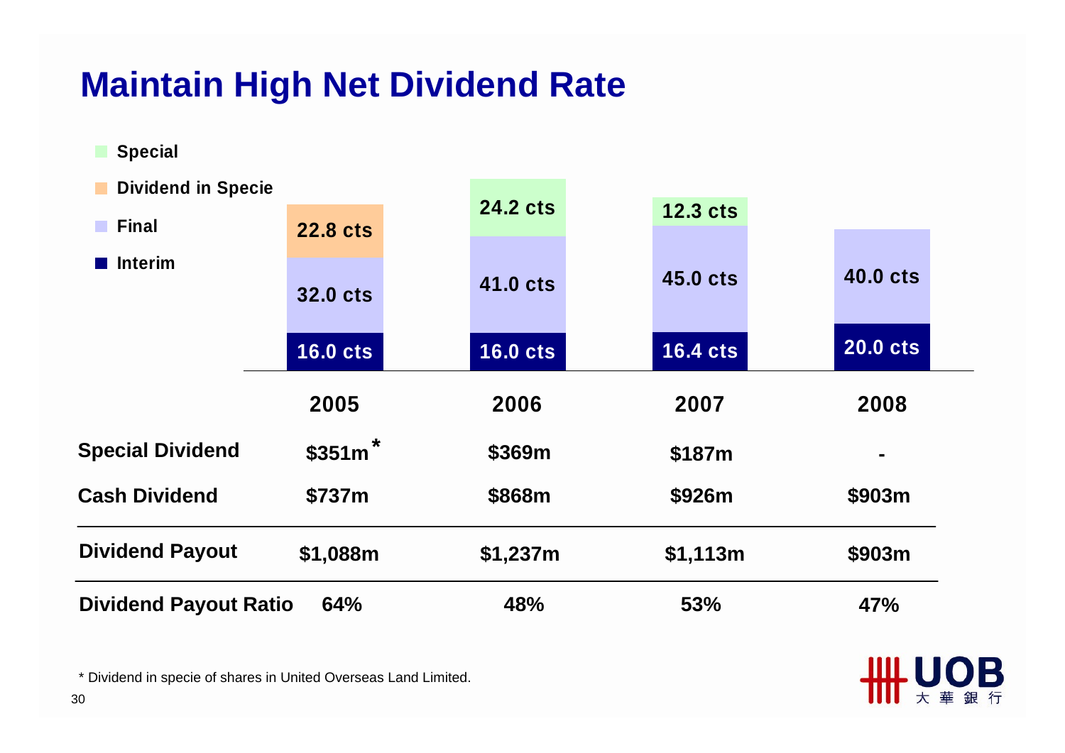# Maintain High Net Dividend Rate

| | 2005 | 2006 | 2007 | 2008 |
|---|---|---|---|---|
| Special | | 24.2 cts | 12.3 cts | |
| Dividend in Specie | 22.8 cts | | | |
| Final | 32.0 cts | 41.0 cts | 45.0 cts | 40.0 cts |
| Interim | 16.0 cts | 16.0 cts | 16.4 cts | 20.0 cts |

| | 2005 | 2006 | 2007 | 2008 |
|---|---|---|---|---|
| **Special Dividend** | $351m* | $369m | $187m | - |
| **Cash Dividend** | $737m | $868m | $926m | $903m |
| **Dividend Payout** | $1,088m | $1,237m | $1,113m | $903m |
| **Dividend Payout Ratio** | 64% | 48% | 53% | 47% |

\* Dividend in specie of shares in United Overseas Land Limited.

UOB 大華銀行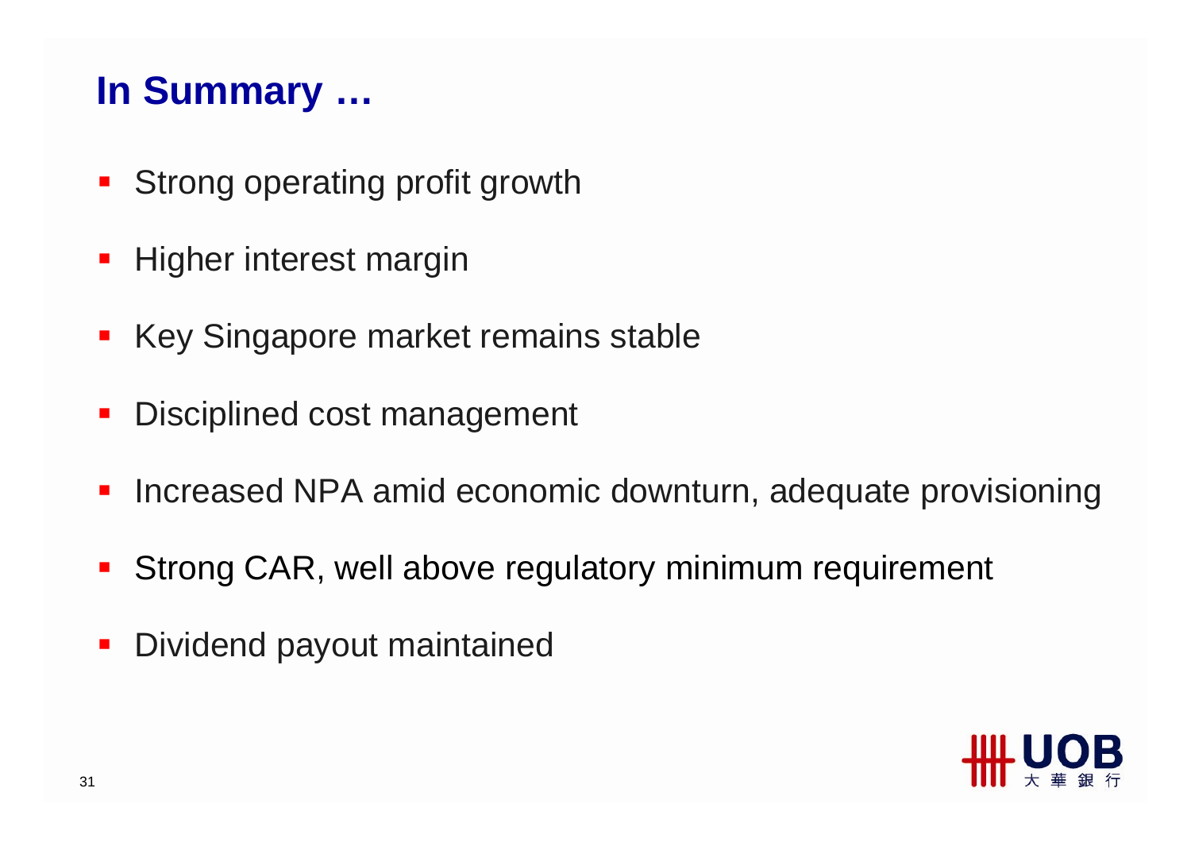# In Summary …

- Strong operating profit growth
- Higher interest margin
- Key Singapore market remains stable
- Disciplined cost management
- Increased NPA amid economic downturn, adequate provisioning
- Strong CAR, well above regulatory minimum requirement
- Dividend payout maintained